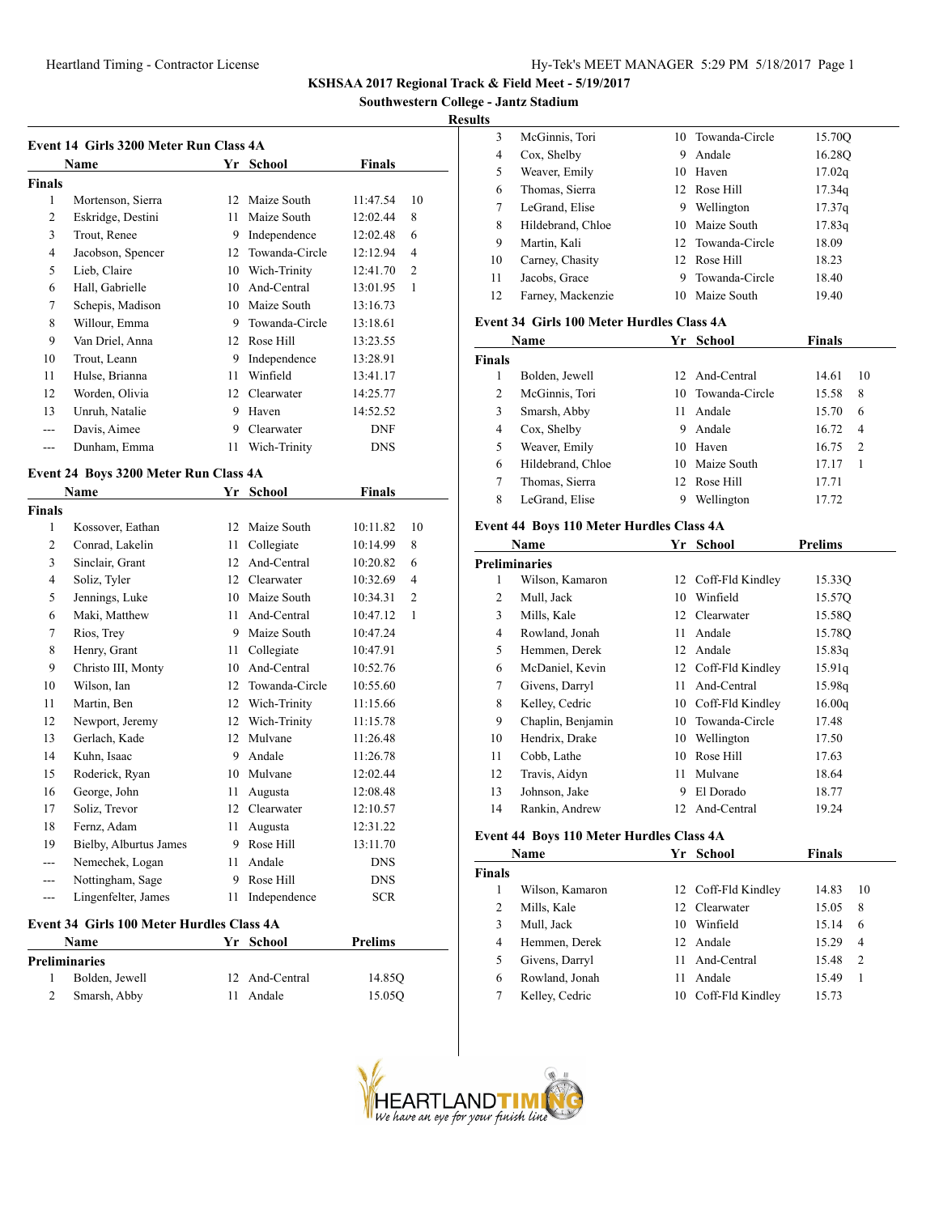# KSHSAA 2017 Regional Track & Field Meet - 5/19/2017

## Southwestern College - Jantz Stadium

## Results

### Event 14 Girls 3200 Meter Run Class 4A

| | Name | Yr | School | Finals | |
|---|---|---|---|---|---|
| **Finals** | | | | | |
| 1 | Mortenson, Sierra | 12 | Maize South | 11:47.54 | 10 |
| 2 | Eskridge, Destini | 11 | Maize South | 12:02.44 | 8 |
| 3 | Trout, Renee | 9 | Independence | 12:02.48 | 6 |
| 4 | Jacobson, Spencer | 12 | Towanda-Circle | 12:12.94 | 4 |
| 5 | Lieb, Claire | 10 | Wich-Trinity | 12:41.70 | 2 |
| 6 | Hall, Gabrielle | 10 | And-Central | 13:01.95 | 1 |
| 7 | Schepis, Madison | 10 | Maize South | 13:16.73 | |
| 8 | Willour, Emma | 9 | Towanda-Circle | 13:18.61 | |
| 9 | Van Driel, Anna | 12 | Rose Hill | 13:23.55 | |
| 10 | Trout, Leann | 9 | Independence | 13:28.91 | |
| 11 | Hulse, Brianna | 11 | Winfield | 13:41.17 | |
| 12 | Worden, Olivia | 12 | Clearwater | 14:25.77 | |
| 13 | Unruh, Natalie | 9 | Haven | 14:52.52 | |
| --- | Davis, Aimee | 9 | Clearwater | DNF | |
| --- | Dunham, Emma | 11 | Wich-Trinity | DNS | |

### Event 24 Boys 3200 Meter Run Class 4A

| | Name | Yr | School | Finals | |
|---|---|---|---|---|---|
| **Finals** | | | | | |
| 1 | Kossover, Eathan | 12 | Maize South | 10:11.82 | 10 |
| 2 | Conrad, Lakelin | 11 | Collegiate | 10:14.99 | 8 |
| 3 | Sinclair, Grant | 12 | And-Central | 10:20.82 | 6 |
| 4 | Soliz, Tyler | 12 | Clearwater | 10:32.69 | 4 |
| 5 | Jennings, Luke | 10 | Maize South | 10:34.31 | 2 |
| 6 | Maki, Matthew | 11 | And-Central | 10:47.12 | 1 |
| 7 | Rios, Trey | 9 | Maize South | 10:47.24 | |
| 8 | Henry, Grant | 11 | Collegiate | 10:47.91 | |
| 9 | Christo III, Monty | 10 | And-Central | 10:52.76 | |
| 10 | Wilson, Ian | 12 | Towanda-Circle | 10:55.60 | |
| 11 | Martin, Ben | 12 | Wich-Trinity | 11:15.66 | |
| 12 | Newport, Jeremy | 12 | Wich-Trinity | 11:15.78 | |
| 13 | Gerlach, Kade | 12 | Mulvane | 11:26.48 | |
| 14 | Kuhn, Isaac | 9 | Andale | 11:26.78 | |
| 15 | Roderick, Ryan | 10 | Mulvane | 12:02.44 | |
| 16 | George, John | 11 | Augusta | 12:08.48 | |
| 17 | Soliz, Trevor | 12 | Clearwater | 12:10.57 | |
| 18 | Fernz, Adam | 11 | Augusta | 12:31.22 | |
| 19 | Bielby, Alburtus James | 9 | Rose Hill | 13:11.70 | |
| --- | Nemechek, Logan | 11 | Andale | DNS | |
| --- | Nottingham, Sage | 9 | Rose Hill | DNS | |
| --- | Lingenfelter, James | 11 | Independence | SCR | |

### Event 34 Girls 100 Meter Hurdles Class 4A

| | Name | Yr | School | Prelims |
|---|---|---|---|---|
| **Preliminaries** | | | | |
| 1 | Bolden, Jewell | 12 | And-Central | 14.85Q |
| 2 | Smarsh, Abby | 11 | Andale | 15.05Q |
| 3 | McGinnis, Tori | 10 | Towanda-Circle | 15.70Q |
| 4 | Cox, Shelby | 9 | Andale | 16.28Q |
| 5 | Weaver, Emily | 10 | Haven | 17.02q |
| 6 | Thomas, Sierra | 12 | Rose Hill | 17.34q |
| 7 | LeGrand, Elise | 9 | Wellington | 17.37q |
| 8 | Hildebrand, Chloe | 10 | Maize South | 17.83q |
| 9 | Martin, Kali | 12 | Towanda-Circle | 18.09 |
| 10 | Carney, Chasity | 12 | Rose Hill | 18.23 |
| 11 | Jacobs, Grace | 9 | Towanda-Circle | 18.40 |
| 12 | Farney, Mackenzie | 10 | Maize South | 19.40 |

### Event 34 Girls 100 Meter Hurdles Class 4A

| | Name | Yr | School | Finals | |
|---|---|---|---|---|---|
| **Finals** | | | | | |
| 1 | Bolden, Jewell | 12 | And-Central | 14.61 | 10 |
| 2 | McGinnis, Tori | 10 | Towanda-Circle | 15.58 | 8 |
| 3 | Smarsh, Abby | 11 | Andale | 15.70 | 6 |
| 4 | Cox, Shelby | 9 | Andale | 16.72 | 4 |
| 5 | Weaver, Emily | 10 | Haven | 16.75 | 2 |
| 6 | Hildebrand, Chloe | 10 | Maize South | 17.17 | 1 |
| 7 | Thomas, Sierra | 12 | Rose Hill | 17.71 | |
| 8 | LeGrand, Elise | 9 | Wellington | 17.72 | |

### Event 44 Boys 110 Meter Hurdles Class 4A

| | Name | Yr | School | Prelims |
|---|---|---|---|---|
| **Preliminaries** | | | | |
| 1 | Wilson, Kamaron | 12 | Coff-Fld Kindley | 15.33Q |
| 2 | Mull, Jack | 10 | Winfield | 15.57Q |
| 3 | Mills, Kale | 12 | Clearwater | 15.58Q |
| 4 | Rowland, Jonah | 11 | Andale | 15.78Q |
| 5 | Hemmen, Derek | 12 | Andale | 15.83q |
| 6 | McDaniel, Kevin | 12 | Coff-Fld Kindley | 15.91q |
| 7 | Givens, Darryl | 11 | And-Central | 15.98q |
| 8 | Kelley, Cedric | 10 | Coff-Fld Kindley | 16.00q |
| 9 | Chaplin, Benjamin | 10 | Towanda-Circle | 17.48 |
| 10 | Hendrix, Drake | 10 | Wellington | 17.50 |
| 11 | Cobb, Lathe | 10 | Rose Hill | 17.63 |
| 12 | Travis, Aidyn | 11 | Mulvane | 18.64 |
| 13 | Johnson, Jake | 9 | El Dorado | 18.77 |
| 14 | Rankin, Andrew | 12 | And-Central | 19.24 |

### Event 44 Boys 110 Meter Hurdles Class 4A

| | Name | Yr | School | Finals | |
|---|---|---|---|---|---|
| **Finals** | | | | | |
| 1 | Wilson, Kamaron | 12 | Coff-Fld Kindley | 14.83 | 10 |
| 2 | Mills, Kale | 12 | Clearwater | 15.05 | 8 |
| 3 | Mull, Jack | 10 | Winfield | 15.14 | 6 |
| 4 | Hemmen, Derek | 12 | Andale | 15.29 | 4 |
| 5 | Givens, Darryl | 11 | And-Central | 15.48 | 2 |
| 6 | Rowland, Jonah | 11 | Andale | 15.49 | 1 |
| 7 | Kelley, Cedric | 10 | Coff-Fld Kindley | 15.73 | |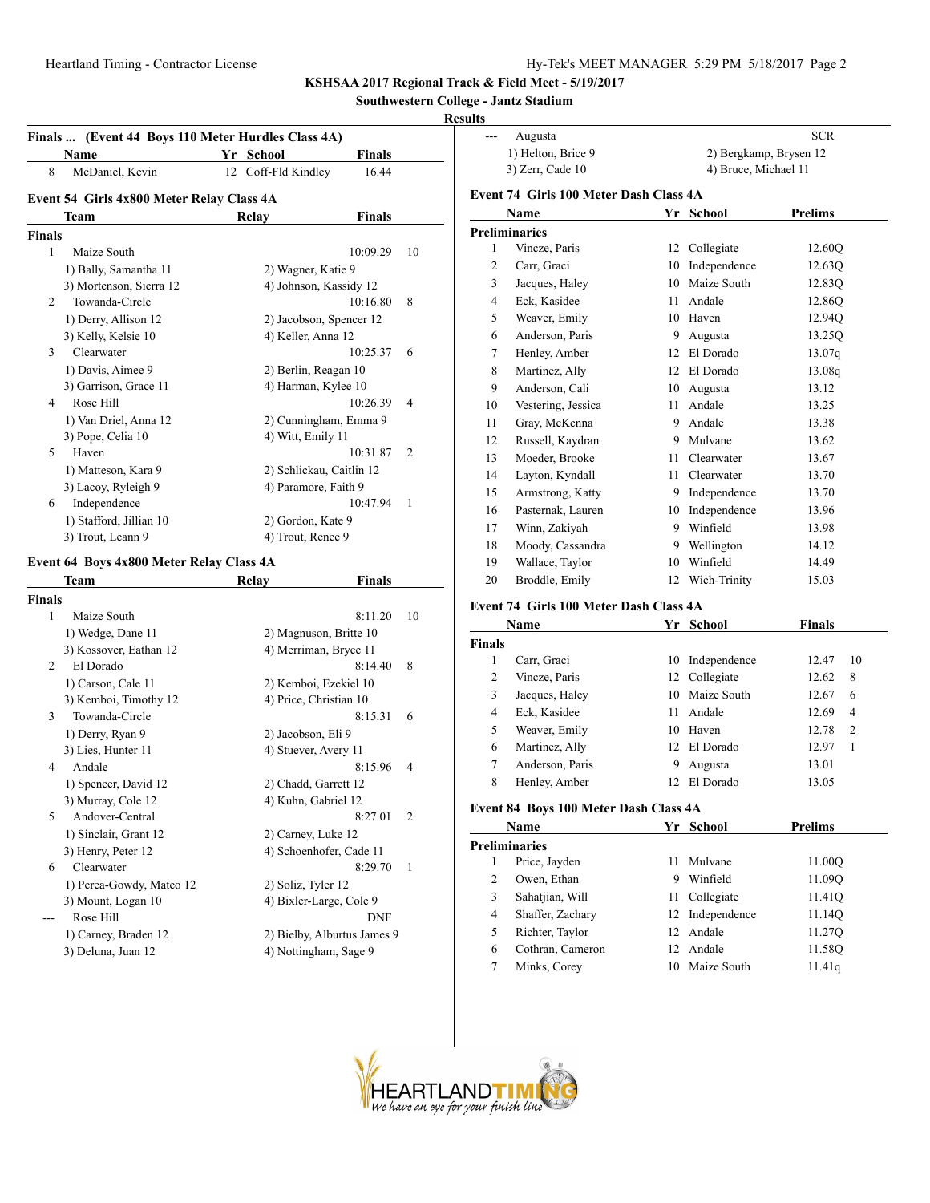**KSHSAA 2017 Regional Track & Field Meet - 5/19/2017**

**Southwestern College - Jantz Stadium**

**Results**

### Finals ... (Event 44 Boys 110 Meter Hurdles Class 4A)

| | Name | Yr | School | Finals |
|---|---|---|---|---|
| 8 | McDaniel, Kevin | 12 | Coff-Fld Kindley | 16.44 |

### Event 54 Girls 4x800 Meter Relay Class 4A

| | Team | Relay | Finals | |
|---|---|---|---|---|
| **Finals** | | | | |
| 1 | Maize South | | 10:09.29 | 10 |
| | 1) Bally, Samantha 11 | 2) Wagner, Katie 9 | | |
| | 3) Mortenson, Sierra 12 | 4) Johnson, Kassidy 12 | | |
| 2 | Towanda-Circle | | 10:16.80 | 8 |
| | 1) Derry, Allison 12 | 2) Jacobson, Spencer 12 | | |
| | 3) Kelly, Kelsie 10 | 4) Keller, Anna 12 | | |
| 3 | Clearwater | | 10:25.37 | 6 |
| | 1) Davis, Aimee 9 | 2) Berlin, Reagan 10 | | |
| | 3) Garrison, Grace 11 | 4) Harman, Kylee 10 | | |
| 4 | Rose Hill | | 10:26.39 | 4 |
| | 1) Van Driel, Anna 12 | 2) Cunningham, Emma 9 | | |
| | 3) Pope, Celia 10 | 4) Witt, Emily 11 | | |
| 5 | Haven | | 10:31.87 | 2 |
| | 1) Matteson, Kara 9 | 2) Schlickau, Caitlin 12 | | |
| | 3) Lacoy, Ryleigh 9 | 4) Paramore, Faith 9 | | |
| 6 | Independence | | 10:47.94 | 1 |
| | 1) Stafford, Jillian 10 | 2) Gordon, Kate 9 | | |
| | 3) Trout, Leann 9 | 4) Trout, Renee 9 | | |

### Event 64 Boys 4x800 Meter Relay Class 4A

| | Team | Relay | Finals | |
|---|---|---|---|---|
| **Finals** | | | | |
| 1 | Maize South | | 8:11.20 | 10 |
| | 1) Wedge, Dane 11 | 2) Magnuson, Britte 10 | | |
| | 3) Kossover, Eathan 12 | 4) Merriman, Bryce 11 | | |
| 2 | El Dorado | | 8:14.40 | 8 |
| | 1) Carson, Cale 11 | 2) Kemboi, Ezekiel 10 | | |
| | 3) Kemboi, Timothy 12 | 4) Price, Christian 10 | | |
| 3 | Towanda-Circle | | 8:15.31 | 6 |
| | 1) Derry, Ryan 9 | 2) Jacobson, Eli 9 | | |
| | 3) Lies, Hunter 11 | 4) Stuever, Avery 11 | | |
| 4 | Andale | | 8:15.96 | 4 |
| | 1) Spencer, David 12 | 2) Chadd, Garrett 12 | | |
| | 3) Murray, Cole 12 | 4) Kuhn, Gabriel 12 | | |
| 5 | Andover-Central | | 8:27.01 | 2 |
| | 1) Sinclair, Grant 12 | 2) Carney, Luke 12 | | |
| | 3) Henry, Peter 12 | 4) Schoenhofer, Cade 11 | | |
| 6 | Clearwater | | 8:29.70 | 1 |
| | 1) Perea-Gowdy, Mateo 12 | 2) Soliz, Tyler 12 | | |
| | 3) Mount, Logan 10 | 4) Bixler-Large, Cole 9 | | |
| --- | Rose Hill | | DNF | |
| | 1) Carney, Braden 12 | 2) Bielby, Alburtus James 9 | | |
| | 3) Deluna, Juan 12 | 4) Nottingham, Sage 9 | | |
| --- | Augusta | | SCR | |
| | 1) Helton, Brice 9 | 2) Bergkamp, Brysen 12 | | |
| | 3) Zerr, Cade 10 | 4) Bruce, Michael 11 | | |

### Event 74 Girls 100 Meter Dash Class 4A

| | Name | Yr | School | Prelims |
|---|---|---|---|---|
| **Preliminaries** | | | | |
| 1 | Vincze, Paris | 12 | Collegiate | 12.60Q |
| 2 | Carr, Graci | 10 | Independence | 12.63Q |
| 3 | Jacques, Haley | 10 | Maize South | 12.83Q |
| 4 | Eck, Kasidee | 11 | Andale | 12.86Q |
| 5 | Weaver, Emily | 10 | Haven | 12.94Q |
| 6 | Anderson, Paris | 9 | Augusta | 13.25Q |
| 7 | Henley, Amber | 12 | El Dorado | 13.07q |
| 8 | Martinez, Ally | 12 | El Dorado | 13.08q |
| 9 | Anderson, Cali | 10 | Augusta | 13.12 |
| 10 | Vestering, Jessica | 11 | Andale | 13.25 |
| 11 | Gray, McKenna | 9 | Andale | 13.38 |
| 12 | Russell, Kaydran | 9 | Mulvane | 13.62 |
| 13 | Moeder, Brooke | 11 | Clearwater | 13.67 |
| 14 | Layton, Kyndall | 11 | Clearwater | 13.70 |
| 15 | Armstrong, Katty | 9 | Independence | 13.70 |
| 16 | Pasternak, Lauren | 10 | Independence | 13.96 |
| 17 | Winn, Zakiyah | 9 | Winfield | 13.98 |
| 18 | Moody, Cassandra | 9 | Wellington | 14.12 |
| 19 | Wallace, Taylor | 10 | Winfield | 14.49 |
| 20 | Broddle, Emily | 12 | Wich-Trinity | 15.03 |

### Event 74 Girls 100 Meter Dash Class 4A

| | Name | Yr | School | Finals | |
|---|---|---|---|---|---|
| **Finals** | | | | | |
| 1 | Carr, Graci | 10 | Independence | 12.47 | 10 |
| 2 | Vincze, Paris | 12 | Collegiate | 12.62 | 8 |
| 3 | Jacques, Haley | 10 | Maize South | 12.67 | 6 |
| 4 | Eck, Kasidee | 11 | Andale | 12.69 | 4 |
| 5 | Weaver, Emily | 10 | Haven | 12.78 | 2 |
| 6 | Martinez, Ally | 12 | El Dorado | 12.97 | 1 |
| 7 | Anderson, Paris | 9 | Augusta | 13.01 | |
| 8 | Henley, Amber | 12 | El Dorado | 13.05 | |

### Event 84 Boys 100 Meter Dash Class 4A

| | Name | Yr | School | Prelims |
|---|---|---|---|---|
| **Preliminaries** | | | | |
| 1 | Price, Jayden | 11 | Mulvane | 11.00Q |
| 2 | Owen, Ethan | 9 | Winfield | 11.09Q |
| 3 | Sahatjian, Will | 11 | Collegiate | 11.41Q |
| 4 | Shaffer, Zachary | 12 | Independence | 11.14Q |
| 5 | Richter, Taylor | 12 | Andale | 11.27Q |
| 6 | Cothran, Cameron | 12 | Andale | 11.58Q |
| 7 | Minks, Corey | 10 | Maize South | 11.41q |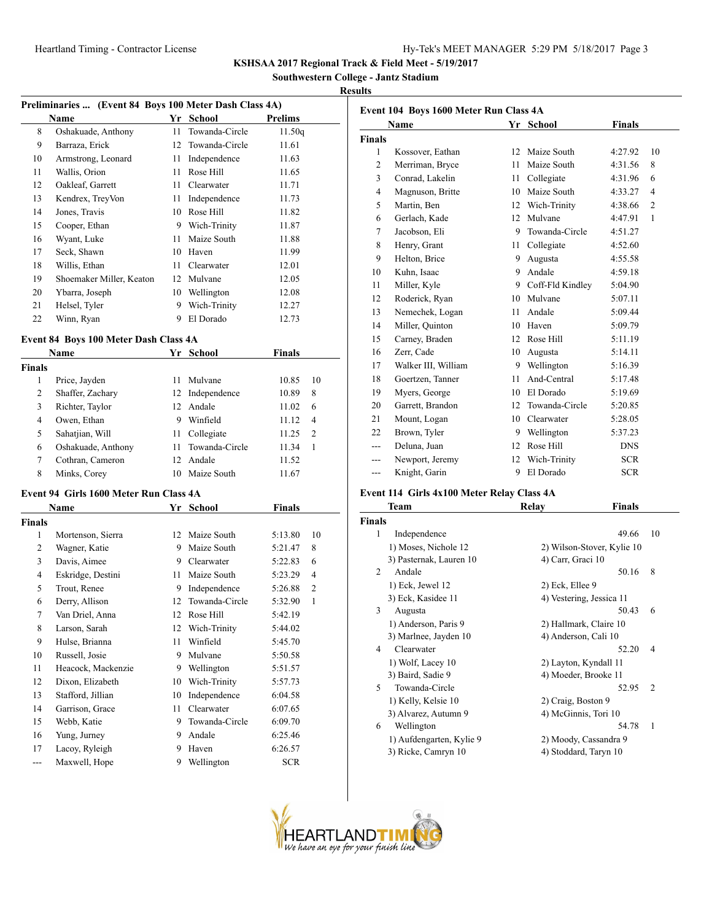KSHSAA 2017 Regional Track & Field Meet - 5/19/2017

Southwestern College - Jantz Stadium

Results

### Preliminaries ... (Event 84 Boys 100 Meter Dash Class 4A)

| | Name | Yr | School | Prelims |
|---|---|---|---|---|
| 8 | Oshakuade, Anthony | 11 | Towanda-Circle | 11.50q |
| 9 | Barraza, Erick | 12 | Towanda-Circle | 11.61 |
| 10 | Armstrong, Leonard | 11 | Independence | 11.63 |
| 11 | Wallis, Orion | 11 | Rose Hill | 11.65 |
| 12 | Oakleaf, Garrett | 11 | Clearwater | 11.71 |
| 13 | Kendrex, TreyVon | 11 | Independence | 11.73 |
| 14 | Jones, Travis | 10 | Rose Hill | 11.82 |
| 15 | Cooper, Ethan | 9 | Wich-Trinity | 11.87 |
| 16 | Wyant, Luke | 11 | Maize South | 11.88 |
| 17 | Seck, Shawn | 10 | Haven | 11.99 |
| 18 | Willis, Ethan | 11 | Clearwater | 12.01 |
| 19 | Shoemaker Miller, Keaton | 12 | Mulvane | 12.05 |
| 20 | Ybarra, Joseph | 10 | Wellington | 12.08 |
| 21 | Helsel, Tyler | 9 | Wich-Trinity | 12.27 |
| 22 | Winn, Ryan | 9 | El Dorado | 12.73 |

### Event 84 Boys 100 Meter Dash Class 4A

| | Name | Yr | School | Finals | |
|---|---|---|---|---|---|
| **Finals** | | | | | |
| 1 | Price, Jayden | 11 | Mulvane | 10.85 | 10 |
| 2 | Shaffer, Zachary | 12 | Independence | 10.89 | 8 |
| 3 | Richter, Taylor | 12 | Andale | 11.02 | 6 |
| 4 | Owen, Ethan | 9 | Winfield | 11.12 | 4 |
| 5 | Sahatjian, Will | 11 | Collegiate | 11.25 | 2 |
| 6 | Oshakuade, Anthony | 11 | Towanda-Circle | 11.34 | 1 |
| 7 | Cothran, Cameron | 12 | Andale | 11.52 | |
| 8 | Minks, Corey | 10 | Maize South | 11.67 | |

### Event 94 Girls 1600 Meter Run Class 4A

| | Name | Yr | School | Finals | |
|---|---|---|---|---|---|
| **Finals** | | | | | |
| 1 | Mortenson, Sierra | 12 | Maize South | 5:13.80 | 10 |
| 2 | Wagner, Katie | 9 | Maize South | 5:21.47 | 8 |
| 3 | Davis, Aimee | 9 | Clearwater | 5:22.83 | 6 |
| 4 | Eskridge, Destini | 11 | Maize South | 5:23.29 | 4 |
| 5 | Trout, Renee | 9 | Independence | 5:26.88 | 2 |
| 6 | Derry, Allison | 12 | Towanda-Circle | 5:32.90 | 1 |
| 7 | Van Driel, Anna | 12 | Rose Hill | 5:42.19 | |
| 8 | Larson, Sarah | 12 | Wich-Trinity | 5:44.02 | |
| 9 | Hulse, Brianna | 11 | Winfield | 5:45.70 | |
| 10 | Russell, Josie | 9 | Mulvane | 5:50.58 | |
| 11 | Heacock, Mackenzie | 9 | Wellington | 5:51.57 | |
| 12 | Dixon, Elizabeth | 10 | Wich-Trinity | 5:57.73 | |
| 13 | Stafford, Jillian | 10 | Independence | 6:04.58 | |
| 14 | Garrison, Grace | 11 | Clearwater | 6:07.65 | |
| 15 | Webb, Katie | 9 | Towanda-Circle | 6:09.70 | |
| 16 | Yung, Jurney | 9 | Andale | 6:25.46 | |
| 17 | Lacoy, Ryleigh | 9 | Haven | 6:26.57 | |
| --- | Maxwell, Hope | 9 | Wellington | SCR | |

### Event 104 Boys 1600 Meter Run Class 4A

| | Name | Yr | School | Finals | |
|---|---|---|---|---|---|
| **Finals** | | | | | |
| 1 | Kossover, Eathan | 12 | Maize South | 4:27.92 | 10 |
| 2 | Merriman, Bryce | 11 | Maize South | 4:31.56 | 8 |
| 3 | Conrad, Lakelin | 11 | Collegiate | 4:31.96 | 6 |
| 4 | Magnuson, Britte | 10 | Maize South | 4:33.27 | 4 |
| 5 | Martin, Ben | 12 | Wich-Trinity | 4:38.66 | 2 |
| 6 | Gerlach, Kade | 12 | Mulvane | 4:47.91 | 1 |
| 7 | Jacobson, Eli | 9 | Towanda-Circle | 4:51.27 | |
| 8 | Henry, Grant | 11 | Collegiate | 4:52.60 | |
| 9 | Helton, Brice | 9 | Augusta | 4:55.58 | |
| 10 | Kuhn, Isaac | 9 | Andale | 4:59.18 | |
| 11 | Miller, Kyle | 9 | Coff-Fld Kindley | 5:04.90 | |
| 12 | Roderick, Ryan | 10 | Mulvane | 5:07.11 | |
| 13 | Nemechek, Logan | 11 | Andale | 5:09.44 | |
| 14 | Miller, Quinton | 10 | Haven | 5:09.79 | |
| 15 | Carney, Braden | 12 | Rose Hill | 5:11.19 | |
| 16 | Zerr, Cade | 10 | Augusta | 5:14.11 | |
| 17 | Walker III, William | 9 | Wellington | 5:16.39 | |
| 18 | Goertzen, Tanner | 11 | And-Central | 5:17.48 | |
| 19 | Myers, George | 10 | El Dorado | 5:19.69 | |
| 20 | Garrett, Brandon | 12 | Towanda-Circle | 5:20.85 | |
| 21 | Mount, Logan | 10 | Clearwater | 5:28.05 | |
| 22 | Brown, Tyler | 9 | Wellington | 5:37.23 | |
| --- | Deluna, Juan | 12 | Rose Hill | DNS | |
| --- | Newport, Jeremy | 12 | Wich-Trinity | SCR | |
| --- | Knight, Garin | 9 | El Dorado | SCR | |

### Event 114 Girls 4x100 Meter Relay Class 4A

| | Team | Relay | Finals | |
|---|---|---|---|---|
| **Finals** | | | | |
| 1 | Independence | | 49.66 | 10 |
| | 1) Moses, Nichole 12 | 2) Wilson-Stover, Kylie 10 | | |
| | 3) Pasternak, Lauren 10 | 4) Carr, Graci 10 | | |
| 2 | Andale | | 50.16 | 8 |
| | 1) Eck, Jewel 12 | 2) Eck, Ellee 9 | | |
| | 3) Eck, Kasidee 11 | 4) Vestering, Jessica 11 | | |
| 3 | Augusta | | 50.43 | 6 |
| | 1) Anderson, Paris 9 | 2) Hallmark, Claire 10 | | |
| | 3) Marlnee, Jayden 10 | 4) Anderson, Cali 10 | | |
| 4 | Clearwater | | 52.20 | 4 |
| | 1) Wolf, Lacey 10 | 2) Layton, Kyndall 11 | | |
| | 3) Baird, Sadie 9 | 4) Moeder, Brooke 11 | | |
| 5 | Towanda-Circle | | 52.95 | 2 |
| | 1) Kelly, Kelsie 10 | 2) Craig, Boston 9 | | |
| | 3) Alvarez, Autumn 9 | 4) McGinnis, Tori 10 | | |
| 6 | Wellington | | 54.78 | 1 |
| | 1) Aufdengarten, Kylie 9 | 2) Moody, Cassandra 9 | | |
| | 3) Ricke, Camryn 10 | 4) Stoddard, Taryn 10 | | |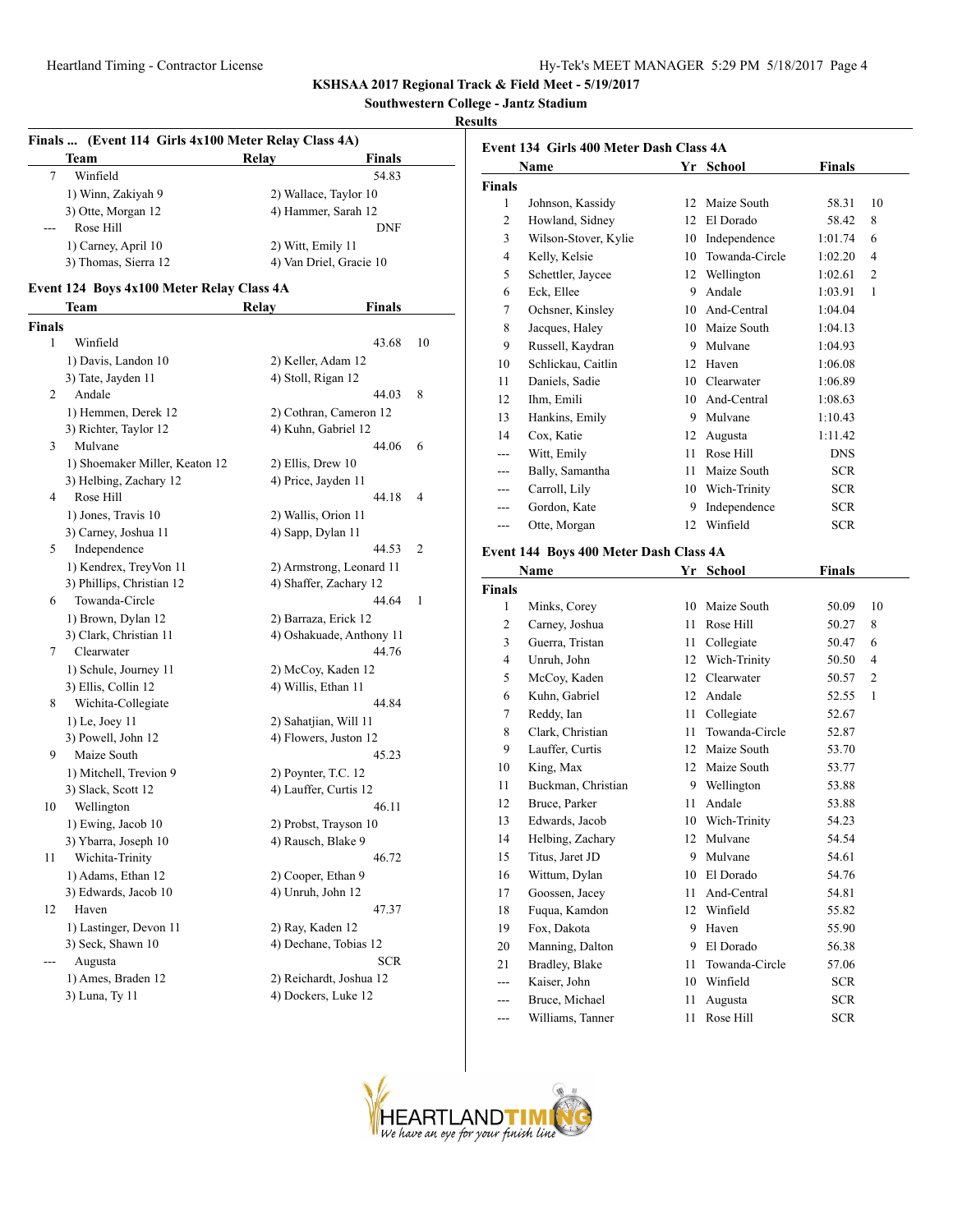# KSHSAA 2017 Regional Track & Field Meet - 5/19/2017

## Southwestern College - Jantz Stadium

### Results

**Finals ... (Event 114 Girls 4x100 Meter Relay Class 4A)**

| | Team | Relay | Finals | |
|---|---|---|---|---|
| 7 | Winfield | | 54.83 | |
| | 1) Winn, Zakiyah 9 | 2) Wallace, Taylor 10 | | |
| | 3) Otte, Morgan 12 | 4) Hammer, Sarah 12 | | |
| --- | Rose Hill | | DNF | |
| | 1) Carney, April 10 | 2) Witt, Emily 11 | | |
| | 3) Thomas, Sierra 12 | 4) Van Driel, Gracie 10 | | |

**Event 124 Boys 4x100 Meter Relay Class 4A**

| | Team | Relay | Finals | |
|---|---|---|---|---|
| **Finals** | | | | |
| 1 | Winfield | | 43.68 | 10 |
| | 1) Davis, Landon 10 | 2) Keller, Adam 12 | | |
| | 3) Tate, Jayden 11 | 4) Stoll, Rigan 12 | | |
| 2 | Andale | | 44.03 | 8 |
| | 1) Hemmen, Derek 12 | 2) Cothran, Cameron 12 | | |
| | 3) Richter, Taylor 12 | 4) Kuhn, Gabriel 12 | | |
| 3 | Mulvane | | 44.06 | 6 |
| | 1) Shoemaker Miller, Keaton 12 | 2) Ellis, Drew 10 | | |
| | 3) Helbing, Zachary 12 | 4) Price, Jayden 11 | | |
| 4 | Rose Hill | | 44.18 | 4 |
| | 1) Jones, Travis 10 | 2) Wallis, Orion 11 | | |
| | 3) Carney, Joshua 11 | 4) Sapp, Dylan 11 | | |
| 5 | Independence | | 44.53 | 2 |
| | 1) Kendrex, TreyVon 11 | 2) Armstrong, Leonard 11 | | |
| | 3) Phillips, Christian 12 | 4) Shaffer, Zachary 12 | | |
| 6 | Towanda-Circle | | 44.64 | 1 |
| | 1) Brown, Dylan 12 | 2) Barraza, Erick 12 | | |
| | 3) Clark, Christian 11 | 4) Oshakuade, Anthony 11 | | |
| 7 | Clearwater | | 44.76 | |
| | 1) Schule, Journey 11 | 2) McCoy, Kaden 12 | | |
| | 3) Ellis, Collin 12 | 4) Willis, Ethan 11 | | |
| 8 | Wichita-Collegiate | | 44.84 | |
| | 1) Le, Joey 11 | 2) Sahatjian, Will 11 | | |
| | 3) Powell, John 12 | 4) Flowers, Juston 12 | | |
| 9 | Maize South | | 45.23 | |
| | 1) Mitchell, Trevion 9 | 2) Poynter, T.C. 12 | | |
| | 3) Slack, Scott 12 | 4) Lauffer, Curtis 12 | | |
| 10 | Wellington | | 46.11 | |
| | 1) Ewing, Jacob 10 | 2) Probst, Trayson 10 | | |
| | 3) Ybarra, Joseph 10 | 4) Rausch, Blake 9 | | |
| 11 | Wichita-Trinity | | 46.72 | |
| | 1) Adams, Ethan 12 | 2) Cooper, Ethan 9 | | |
| | 3) Edwards, Jacob 10 | 4) Unruh, John 12 | | |
| 12 | Haven | | 47.37 | |
| | 1) Lastinger, Devon 11 | 2) Ray, Kaden 12 | | |
| | 3) Seck, Shawn 10 | 4) Dechane, Tobias 12 | | |
| --- | Augusta | | SCR | |
| | 1) Ames, Braden 12 | 2) Reichardt, Joshua 12 | | |
| | 3) Luna, Ty 11 | 4) Dockers, Luke 12 | | |

**Event 134 Girls 400 Meter Dash Class 4A**

| | Name | Yr | School | Finals | |
|---|---|---|---|---|---|
| **Finals** | | | | | |
| 1 | Johnson, Kassidy | 12 | Maize South | 58.31 | 10 |
| 2 | Howland, Sidney | 12 | El Dorado | 58.42 | 8 |
| 3 | Wilson-Stover, Kylie | 10 | Independence | 1:01.74 | 6 |
| 4 | Kelly, Kelsie | 10 | Towanda-Circle | 1:02.20 | 4 |
| 5 | Schettler, Jaycee | 12 | Wellington | 1:02.61 | 2 |
| 6 | Eck, Ellee | 9 | Andale | 1:03.91 | 1 |
| 7 | Ochsner, Kinsley | 10 | And-Central | 1:04.04 | |
| 8 | Jacques, Haley | 10 | Maize South | 1:04.13 | |
| 9 | Russell, Kaydran | 9 | Mulvane | 1:04.93 | |
| 10 | Schlickau, Caitlin | 12 | Haven | 1:06.08 | |
| 11 | Daniels, Sadie | 10 | Clearwater | 1:06.89 | |
| 12 | Ihm, Emili | 10 | And-Central | 1:08.63 | |
| 13 | Hankins, Emily | 9 | Mulvane | 1:10.43 | |
| 14 | Cox, Katie | 12 | Augusta | 1:11.42 | |
| --- | Witt, Emily | 11 | Rose Hill | DNS | |
| --- | Bally, Samantha | 11 | Maize South | SCR | |
| --- | Carroll, Lily | 10 | Wich-Trinity | SCR | |
| --- | Gordon, Kate | 9 | Independence | SCR | |
| --- | Otte, Morgan | 12 | Winfield | SCR | |

**Event 144 Boys 400 Meter Dash Class 4A**

| | Name | Yr | School | Finals | |
|---|---|---|---|---|---|
| **Finals** | | | | | |
| 1 | Minks, Corey | 10 | Maize South | 50.09 | 10 |
| 2 | Carney, Joshua | 11 | Rose Hill | 50.27 | 8 |
| 3 | Guerra, Tristan | 11 | Collegiate | 50.47 | 6 |
| 4 | Unruh, John | 12 | Wich-Trinity | 50.50 | 4 |
| 5 | McCoy, Kaden | 12 | Clearwater | 50.57 | 2 |
| 6 | Kuhn, Gabriel | 12 | Andale | 52.55 | 1 |
| 7 | Reddy, Ian | 11 | Collegiate | 52.67 | |
| 8 | Clark, Christian | 11 | Towanda-Circle | 52.87 | |
| 9 | Lauffer, Curtis | 12 | Maize South | 53.70 | |
| 10 | King, Max | 12 | Maize South | 53.77 | |
| 11 | Buckman, Christian | 9 | Wellington | 53.88 | |
| 12 | Bruce, Parker | 11 | Andale | 53.88 | |
| 13 | Edwards, Jacob | 10 | Wich-Trinity | 54.23 | |
| 14 | Helbing, Zachary | 12 | Mulvane | 54.54 | |
| 15 | Titus, Jaret JD | 9 | Mulvane | 54.61 | |
| 16 | Wittum, Dylan | 10 | El Dorado | 54.76 | |
| 17 | Goossen, Jacey | 11 | And-Central | 54.81 | |
| 18 | Fuqua, Kamdon | 12 | Winfield | 55.82 | |
| 19 | Fox, Dakota | 9 | Haven | 55.90 | |
| 20 | Manning, Dalton | 9 | El Dorado | 56.38 | |
| 21 | Bradley, Blake | 11 | Towanda-Circle | 57.06 | |
| --- | Kaiser, John | 10 | Winfield | SCR | |
| --- | Bruce, Michael | 11 | Augusta | SCR | |
| --- | Williams, Tanner | 11 | Rose Hill | SCR | |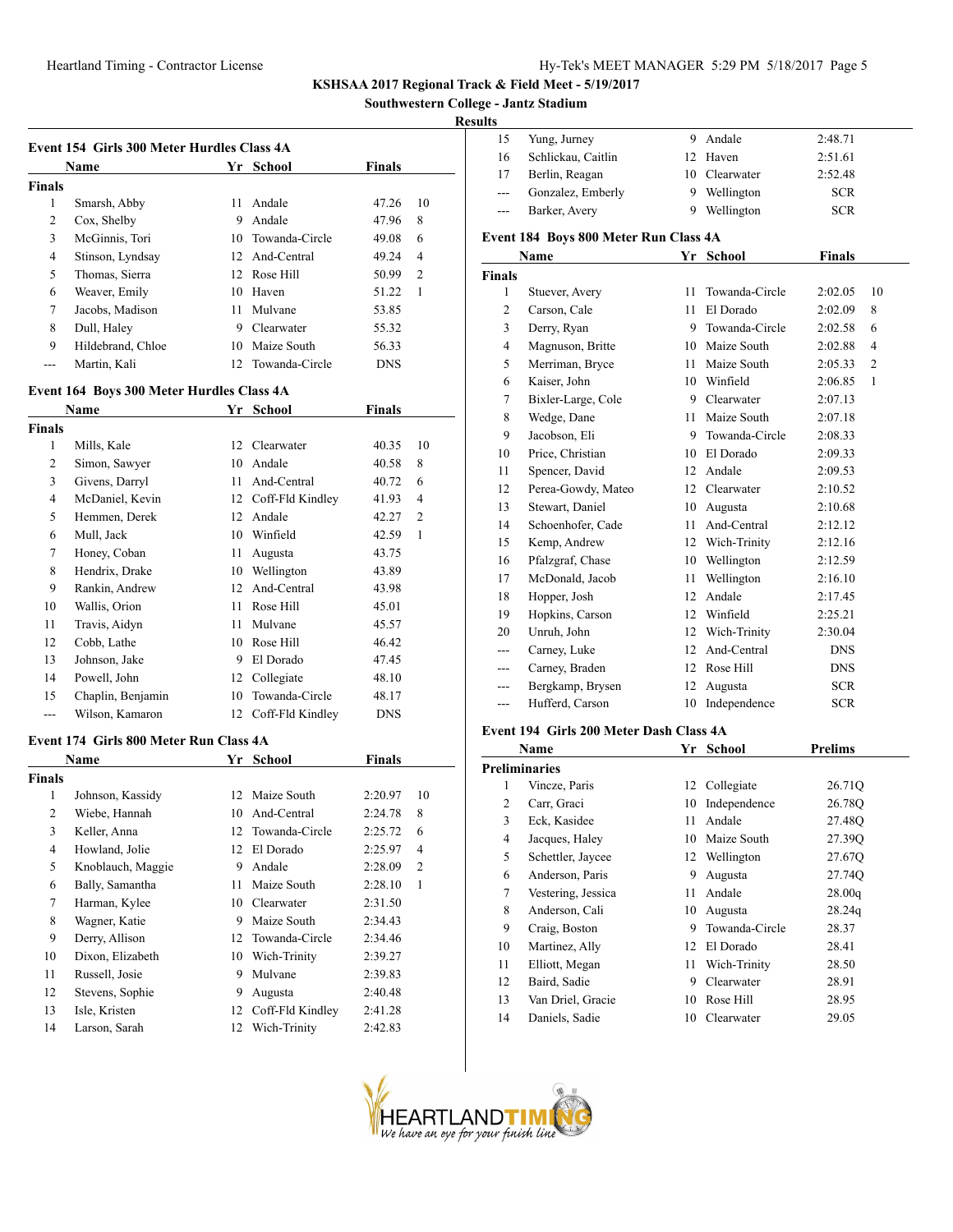# KSHSAA 2017 Regional Track & Field Meet - 5/19/2017

## Southwestern College - Jantz Stadium

### Results

### Event 154 Girls 300 Meter Hurdles Class 4A

| | Name | Yr | School | Finals | |
|---|---|---|---|---|---|
| **Finals** | | | | | |
| 1 | Smarsh, Abby | 11 | Andale | 47.26 | 10 |
| 2 | Cox, Shelby | 9 | Andale | 47.96 | 8 |
| 3 | McGinnis, Tori | 10 | Towanda-Circle | 49.08 | 6 |
| 4 | Stinson, Lyndsay | 12 | And-Central | 49.24 | 4 |
| 5 | Thomas, Sierra | 12 | Rose Hill | 50.99 | 2 |
| 6 | Weaver, Emily | 10 | Haven | 51.22 | 1 |
| 7 | Jacobs, Madison | 11 | Mulvane | 53.85 | |
| 8 | Dull, Haley | 9 | Clearwater | 55.32 | |
| 9 | Hildebrand, Chloe | 10 | Maize South | 56.33 | |
| --- | Martin, Kali | 12 | Towanda-Circle | DNS | |

### Event 164 Boys 300 Meter Hurdles Class 4A

| | Name | Yr | School | Finals | |
|---|---|---|---|---|---|
| **Finals** | | | | | |
| 1 | Mills, Kale | 12 | Clearwater | 40.35 | 10 |
| 2 | Simon, Sawyer | 10 | Andale | 40.58 | 8 |
| 3 | Givens, Darryl | 11 | And-Central | 40.72 | 6 |
| 4 | McDaniel, Kevin | 12 | Coff-Fld Kindley | 41.93 | 4 |
| 5 | Hemmen, Derek | 12 | Andale | 42.27 | 2 |
| 6 | Mull, Jack | 10 | Winfield | 42.59 | 1 |
| 7 | Honey, Coban | 11 | Augusta | 43.75 | |
| 8 | Hendrix, Drake | 10 | Wellington | 43.89 | |
| 9 | Rankin, Andrew | 12 | And-Central | 43.98 | |
| 10 | Wallis, Orion | 11 | Rose Hill | 45.01 | |
| 11 | Travis, Aidyn | 11 | Mulvane | 45.57 | |
| 12 | Cobb, Lathe | 10 | Rose Hill | 46.42 | |
| 13 | Johnson, Jake | 9 | El Dorado | 47.45 | |
| 14 | Powell, John | 12 | Collegiate | 48.10 | |
| 15 | Chaplin, Benjamin | 10 | Towanda-Circle | 48.17 | |
| --- | Wilson, Kamaron | 12 | Coff-Fld Kindley | DNS | |

### Event 174 Girls 800 Meter Run Class 4A

| | Name | Yr | School | Finals | |
|---|---|---|---|---|---|
| **Finals** | | | | | |
| 1 | Johnson, Kassidy | 12 | Maize South | 2:20.97 | 10 |
| 2 | Wiebe, Hannah | 10 | And-Central | 2:24.78 | 8 |
| 3 | Keller, Anna | 12 | Towanda-Circle | 2:25.72 | 6 |
| 4 | Howland, Jolie | 12 | El Dorado | 2:25.97 | 4 |
| 5 | Knoblauch, Maggie | 9 | Andale | 2:28.09 | 2 |
| 6 | Bally, Samantha | 11 | Maize South | 2:28.10 | 1 |
| 7 | Harman, Kylee | 10 | Clearwater | 2:31.50 | |
| 8 | Wagner, Katie | 9 | Maize South | 2:34.43 | |
| 9 | Derry, Allison | 12 | Towanda-Circle | 2:34.46 | |
| 10 | Dixon, Elizabeth | 10 | Wich-Trinity | 2:39.27 | |
| 11 | Russell, Josie | 9 | Mulvane | 2:39.83 | |
| 12 | Stevens, Sophie | 9 | Augusta | 2:40.48 | |
| 13 | Isle, Kristen | 12 | Coff-Fld Kindley | 2:41.28 | |
| 14 | Larson, Sarah | 12 | Wich-Trinity | 2:42.83 | |
| 15 | Yung, Jurney | 9 | Andale | 2:48.71 | |
| 16 | Schlickau, Caitlin | 12 | Haven | 2:51.61 | |
| 17 | Berlin, Reagan | 10 | Clearwater | 2:52.48 | |
| --- | Gonzalez, Emberly | 9 | Wellington | SCR | |
| --- | Barker, Avery | 9 | Wellington | SCR | |

### Event 184 Boys 800 Meter Run Class 4A

| | Name | Yr | School | Finals | |
|---|---|---|---|---|---|
| **Finals** | | | | | |
| 1 | Stuever, Avery | 11 | Towanda-Circle | 2:02.05 | 10 |
| 2 | Carson, Cale | 11 | El Dorado | 2:02.09 | 8 |
| 3 | Derry, Ryan | 9 | Towanda-Circle | 2:02.58 | 6 |
| 4 | Magnuson, Britte | 10 | Maize South | 2:02.88 | 4 |
| 5 | Merriman, Bryce | 11 | Maize South | 2:05.33 | 2 |
| 6 | Kaiser, John | 10 | Winfield | 2:06.85 | 1 |
| 7 | Bixler-Large, Cole | 9 | Clearwater | 2:07.13 | |
| 8 | Wedge, Dane | 11 | Maize South | 2:07.18 | |
| 9 | Jacobson, Eli | 9 | Towanda-Circle | 2:08.33 | |
| 10 | Price, Christian | 10 | El Dorado | 2:09.33 | |
| 11 | Spencer, David | 12 | Andale | 2:09.53 | |
| 12 | Perea-Gowdy, Mateo | 12 | Clearwater | 2:10.52 | |
| 13 | Stewart, Daniel | 10 | Augusta | 2:10.68 | |
| 14 | Schoenhofer, Cade | 11 | And-Central | 2:12.12 | |
| 15 | Kemp, Andrew | 12 | Wich-Trinity | 2:12.16 | |
| 16 | Pfalzgraf, Chase | 10 | Wellington | 2:12.59 | |
| 17 | McDonald, Jacob | 11 | Wellington | 2:16.10 | |
| 18 | Hopper, Josh | 12 | Andale | 2:17.45 | |
| 19 | Hopkins, Carson | 12 | Winfield | 2:25.21 | |
| 20 | Unruh, John | 12 | Wich-Trinity | 2:30.04 | |
| --- | Carney, Luke | 12 | And-Central | DNS | |
| --- | Carney, Braden | 12 | Rose Hill | DNS | |
| --- | Bergkamp, Brysen | 12 | Augusta | SCR | |
| --- | Hufferd, Carson | 10 | Independence | SCR | |

### Event 194 Girls 200 Meter Dash Class 4A

| | Name | Yr | School | Prelims |
|---|---|---|---|---|
| **Preliminaries** | | | | |
| 1 | Vincze, Paris | 12 | Collegiate | 26.71Q |
| 2 | Carr, Graci | 10 | Independence | 26.78Q |
| 3 | Eck, Kasidee | 11 | Andale | 27.48Q |
| 4 | Jacques, Haley | 10 | Maize South | 27.39Q |
| 5 | Schettler, Jaycee | 12 | Wellington | 27.67Q |
| 6 | Anderson, Paris | 9 | Augusta | 27.74Q |
| 7 | Vestering, Jessica | 11 | Andale | 28.00q |
| 8 | Anderson, Cali | 10 | Augusta | 28.24q |
| 9 | Craig, Boston | 9 | Towanda-Circle | 28.37 |
| 10 | Martinez, Ally | 12 | El Dorado | 28.41 |
| 11 | Elliott, Megan | 11 | Wich-Trinity | 28.50 |
| 12 | Baird, Sadie | 9 | Clearwater | 28.91 |
| 13 | Van Driel, Gracie | 10 | Rose Hill | 28.95 |
| 14 | Daniels, Sadie | 10 | Clearwater | 29.05 |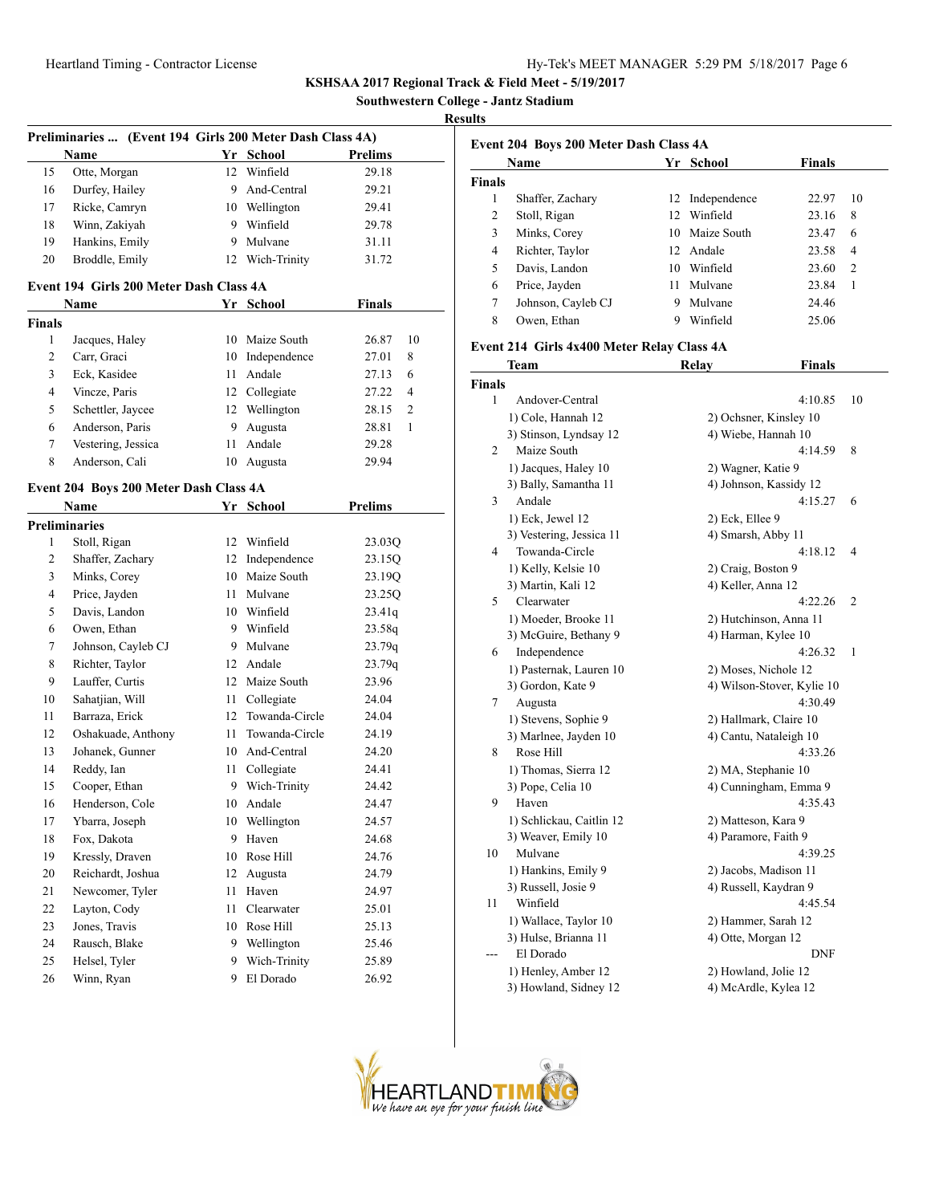KSHSAA 2017 Regional Track & Field Meet - 5/19/2017

Southwestern College - Jantz Stadium

Results

### Preliminaries ... (Event 194 Girls 200 Meter Dash Class 4A)

| | Name | Yr | School | Prelims |
|---|---|---|---|---|
| 15 | Otte, Morgan | 12 | Winfield | 29.18 |
| 16 | Durfey, Hailey | 9 | And-Central | 29.21 |
| 17 | Ricke, Camryn | 10 | Wellington | 29.41 |
| 18 | Winn, Zakiyah | 9 | Winfield | 29.78 |
| 19 | Hankins, Emily | 9 | Mulvane | 31.11 |
| 20 | Broddle, Emily | 12 | Wich-Trinity | 31.72 |

### Event 194 Girls 200 Meter Dash Class 4A

**Finals**

| | Name | Yr | School | Finals | |
|---|---|---|---|---|---|
| 1 | Jacques, Haley | 10 | Maize South | 26.87 | 10 |
| 2 | Carr, Graci | 10 | Independence | 27.01 | 8 |
| 3 | Eck, Kasidee | 11 | Andale | 27.13 | 6 |
| 4 | Vincze, Paris | 12 | Collegiate | 27.22 | 4 |
| 5 | Schettler, Jaycee | 12 | Wellington | 28.15 | 2 |
| 6 | Anderson, Paris | 9 | Augusta | 28.81 | 1 |
| 7 | Vestering, Jessica | 11 | Andale | 29.28 | |
| 8 | Anderson, Cali | 10 | Augusta | 29.94 | |

### Event 204 Boys 200 Meter Dash Class 4A

**Preliminaries**

| | Name | Yr | School | Prelims |
|---|---|---|---|---|
| 1 | Stoll, Rigan | 12 | Winfield | 23.03Q |
| 2 | Shaffer, Zachary | 12 | Independence | 23.15Q |
| 3 | Minks, Corey | 10 | Maize South | 23.19Q |
| 4 | Price, Jayden | 11 | Mulvane | 23.25Q |
| 5 | Davis, Landon | 10 | Winfield | 23.41q |
| 6 | Owen, Ethan | 9 | Winfield | 23.58q |
| 7 | Johnson, Cayleb CJ | 9 | Mulvane | 23.79q |
| 8 | Richter, Taylor | 12 | Andale | 23.79q |
| 9 | Lauffer, Curtis | 12 | Maize South | 23.96 |
| 10 | Sahatjian, Will | 11 | Collegiate | 24.04 |
| 11 | Barraza, Erick | 12 | Towanda-Circle | 24.04 |
| 12 | Oshakuade, Anthony | 11 | Towanda-Circle | 24.19 |
| 13 | Johanek, Gunner | 10 | And-Central | 24.20 |
| 14 | Reddy, Ian | 11 | Collegiate | 24.41 |
| 15 | Cooper, Ethan | 9 | Wich-Trinity | 24.42 |
| 16 | Henderson, Cole | 10 | Andale | 24.47 |
| 17 | Ybarra, Joseph | 10 | Wellington | 24.57 |
| 18 | Fox, Dakota | 9 | Haven | 24.68 |
| 19 | Kressly, Draven | 10 | Rose Hill | 24.76 |
| 20 | Reichardt, Joshua | 12 | Augusta | 24.79 |
| 21 | Newcomer, Tyler | 11 | Haven | 24.97 |
| 22 | Layton, Cody | 11 | Clearwater | 25.01 |
| 23 | Jones, Travis | 10 | Rose Hill | 25.13 |
| 24 | Rausch, Blake | 9 | Wellington | 25.46 |
| 25 | Helsel, Tyler | 9 | Wich-Trinity | 25.89 |
| 26 | Winn, Ryan | 9 | El Dorado | 26.92 |

### Event 204 Boys 200 Meter Dash Class 4A

**Finals**

| | Name | Yr | School | Finals | |
|---|---|---|---|---|---|
| 1 | Shaffer, Zachary | 12 | Independence | 22.97 | 10 |
| 2 | Stoll, Rigan | 12 | Winfield | 23.16 | 8 |
| 3 | Minks, Corey | 10 | Maize South | 23.47 | 6 |
| 4 | Richter, Taylor | 12 | Andale | 23.58 | 4 |
| 5 | Davis, Landon | 10 | Winfield | 23.60 | 2 |
| 6 | Price, Jayden | 11 | Mulvane | 23.84 | 1 |
| 7 | Johnson, Cayleb CJ | 9 | Mulvane | 24.46 | |
| 8 | Owen, Ethan | 9 | Winfield | 25.06 | |

### Event 214 Girls 4x400 Meter Relay Class 4A

**Finals**

| | Team | Relay | Finals | |
|---|---|---|---|---|
| 1 | Andover-Central | | 4:10.85 | 10 |
| | 1) Cole, Hannah 12 | 2) Ochsner, Kinsley 10 | | |
| | 3) Stinson, Lyndsay 12 | 4) Wiebe, Hannah 10 | | |
| 2 | Maize South | | 4:14.59 | 8 |
| | 1) Jacques, Haley 10 | 2) Wagner, Katie 9 | | |
| | 3) Bally, Samantha 11 | 4) Johnson, Kassidy 12 | | |
| 3 | Andale | | 4:15.27 | 6 |
| | 1) Eck, Jewel 12 | 2) Eck, Ellee 9 | | |
| | 3) Vestering, Jessica 11 | 4) Smarsh, Abby 11 | | |
| 4 | Towanda-Circle | | 4:18.12 | 4 |
| | 1) Kelly, Kelsie 10 | 2) Craig, Boston 9 | | |
| | 3) Martin, Kali 12 | 4) Keller, Anna 12 | | |
| 5 | Clearwater | | 4:22.26 | 2 |
| | 1) Moeder, Brooke 11 | 2) Hutchinson, Anna 11 | | |
| | 3) McGuire, Bethany 9 | 4) Harman, Kylee 10 | | |
| 6 | Independence | | 4:26.32 | 1 |
| | 1) Pasternak, Lauren 10 | 2) Moses, Nichole 12 | | |
| | 3) Gordon, Kate 9 | 4) Wilson-Stover, Kylie 10 | | |
| 7 | Augusta | | 4:30.49 | |
| | 1) Stevens, Sophie 9 | 2) Hallmark, Claire 10 | | |
| | 3) Marlnee, Jayden 10 | 4) Cantu, Nataleigh 10 | | |
| 8 | Rose Hill | | 4:33.26 | |
| | 1) Thomas, Sierra 12 | 2) MA, Stephanie 10 | | |
| | 3) Pope, Celia 10 | 4) Cunningham, Emma 9 | | |
| 9 | Haven | | 4:35.43 | |
| | 1) Schlickau, Caitlin 12 | 2) Matteson, Kara 9 | | |
| | 3) Weaver, Emily 10 | 4) Paramore, Faith 9 | | |
| 10 | Mulvane | | 4:39.25 | |
| | 1) Hankins, Emily 9 | 2) Jacobs, Madison 11 | | |
| | 3) Russell, Josie 9 | 4) Russell, Kaydran 9 | | |
| 11 | Winfield | | 4:45.54 | |
| | 1) Wallace, Taylor 10 | 2) Hammer, Sarah 12 | | |
| | 3) Hulse, Brianna 11 | 4) Otte, Morgan 12 | | |
| --- | El Dorado | | DNF | |
| | 1) Henley, Amber 12 | 2) Howland, Jolie 12 | | |
| | 3) Howland, Sidney 12 | 4) McArdle, Kylea 12 | | |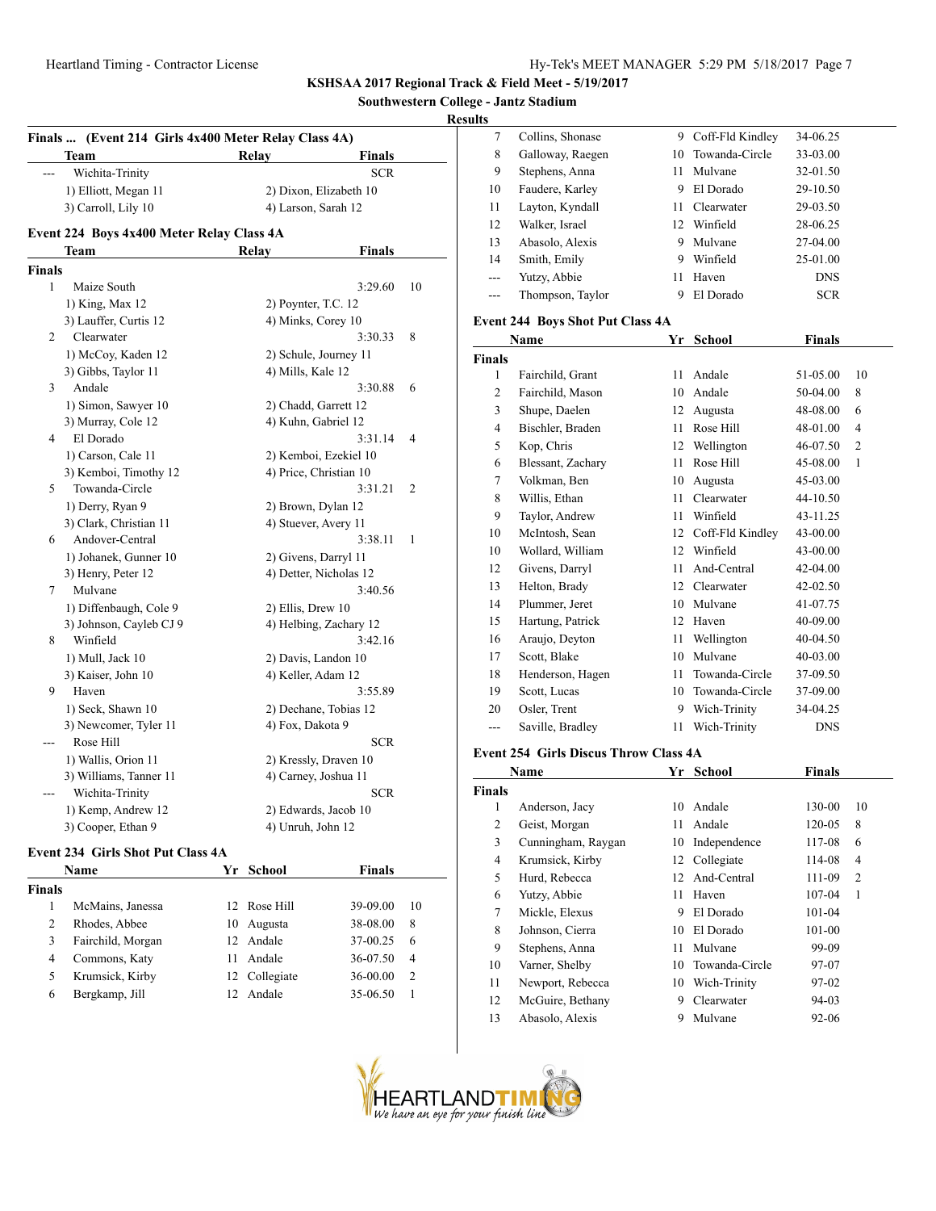## KSHSAA 2017 Regional Track & Field Meet - 5/19/2017

### Southwestern College - Jantz Stadium

### Results

### Finals ... (Event 214 Girls 4x400 Meter Relay Class 4A)

| | Team | Relay | Finals | |
|---|---|---|---|---|
| --- | Wichita-Trinity | | SCR | |
| | 1) Elliott, Megan 11 | 2) Dixon, Elizabeth 10 | | |
| | 3) Carroll, Lily 10 | 4) Larson, Sarah 12 | | |

### Event 224 Boys 4x400 Meter Relay Class 4A

| | Team | Relay | Finals | |
|---|---|---|---|---|
| **Finals** | | | | |
| 1 | Maize South | | 3:29.60 | 10 |
| | 1) King, Max 12 | 2) Poynter, T.C. 12 | | |
| | 3) Lauffer, Curtis 12 | 4) Minks, Corey 10 | | |
| 2 | Clearwater | | 3:30.33 | 8 |
| | 1) McCoy, Kaden 12 | 2) Schule, Journey 11 | | |
| | 3) Gibbs, Taylor 11 | 4) Mills, Kale 12 | | |
| 3 | Andale | | 3:30.88 | 6 |
| | 1) Simon, Sawyer 10 | 2) Chadd, Garrett 12 | | |
| | 3) Murray, Cole 12 | 4) Kuhn, Gabriel 12 | | |
| 4 | El Dorado | | 3:31.14 | 4 |
| | 1) Carson, Cale 11 | 2) Kemboi, Ezekiel 10 | | |
| | 3) Kemboi, Timothy 12 | 4) Price, Christian 10 | | |
| 5 | Towanda-Circle | | 3:31.21 | 2 |
| | 1) Derry, Ryan 9 | 2) Brown, Dylan 12 | | |
| | 3) Clark, Christian 11 | 4) Stuever, Avery 11 | | |
| 6 | Andover-Central | | 3:38.11 | 1 |
| | 1) Johanek, Gunner 10 | 2) Givens, Darryl 11 | | |
| | 3) Henry, Peter 12 | 4) Detter, Nicholas 12 | | |
| 7 | Mulvane | | 3:40.56 | |
| | 1) Diffenbaugh, Cole 9 | 2) Ellis, Drew 10 | | |
| | 3) Johnson, Cayleb CJ 9 | 4) Helbing, Zachary 12 | | |
| 8 | Winfield | | 3:42.16 | |
| | 1) Mull, Jack 10 | 2) Davis, Landon 10 | | |
| | 3) Kaiser, John 10 | 4) Keller, Adam 12 | | |
| 9 | Haven | | 3:55.89 | |
| | 1) Seck, Shawn 10 | 2) Dechane, Tobias 12 | | |
| | 3) Newcomer, Tyler 11 | 4) Fox, Dakota 9 | | |
| --- | Rose Hill | | SCR | |
| | 1) Wallis, Orion 11 | 2) Kressly, Draven 10 | | |
| | 3) Williams, Tanner 11 | 4) Carney, Joshua 11 | | |
| --- | Wichita-Trinity | | SCR | |
| | 1) Kemp, Andrew 12 | 2) Edwards, Jacob 10 | | |
| | 3) Cooper, Ethan 9 | 4) Unruh, John 12 | | |

### Event 234 Girls Shot Put Class 4A

| | Name | Yr | School | Finals | |
|---|---|---|---|---|---|
| **Finals** | | | | | |
| 1 | McMains, Janessa | 12 | Rose Hill | 39-09.00 | 10 |
| 2 | Rhodes, Abbee | 10 | Augusta | 38-08.00 | 8 |
| 3 | Fairchild, Morgan | 12 | Andale | 37-00.25 | 6 |
| 4 | Commons, Katy | 11 | Andale | 36-07.50 | 4 |
| 5 | Krumsick, Kirby | 12 | Collegiate | 36-00.00 | 2 |
| 6 | Bergkamp, Jill | 12 | Andale | 35-06.50 | 1 |
| 7 | Collins, Shonase | 9 | Coff-Fld Kindley | 34-06.25 | |
| 8 | Galloway, Raegen | 10 | Towanda-Circle | 33-03.00 | |
| 9 | Stephens, Anna | 11 | Mulvane | 32-01.50 | |
| 10 | Faudere, Karley | 9 | El Dorado | 29-10.50 | |
| 11 | Layton, Kyndall | 11 | Clearwater | 29-03.50 | |
| 12 | Walker, Israel | 12 | Winfield | 28-06.25 | |
| 13 | Abasolo, Alexis | 9 | Mulvane | 27-04.00 | |
| 14 | Smith, Emily | 9 | Winfield | 25-01.00 | |
| --- | Yutzy, Abbie | 11 | Haven | DNS | |
| --- | Thompson, Taylor | 9 | El Dorado | SCR | |

### Event 244 Boys Shot Put Class 4A

| | Name | Yr | School | Finals | |
|---|---|---|---|---|---|
| **Finals** | | | | | |
| 1 | Fairchild, Grant | 11 | Andale | 51-05.00 | 10 |
| 2 | Fairchild, Mason | 10 | Andale | 50-04.00 | 8 |
| 3 | Shupe, Daelen | 12 | Augusta | 48-08.00 | 6 |
| 4 | Bischler, Braden | 11 | Rose Hill | 48-01.00 | 4 |
| 5 | Kop, Chris | 12 | Wellington | 46-07.50 | 2 |
| 6 | Blessant, Zachary | 11 | Rose Hill | 45-08.00 | 1 |
| 7 | Volkman, Ben | 10 | Augusta | 45-03.00 | |
| 8 | Willis, Ethan | 11 | Clearwater | 44-10.50 | |
| 9 | Taylor, Andrew | 11 | Winfield | 43-11.25 | |
| 10 | McIntosh, Sean | 12 | Coff-Fld Kindley | 43-00.00 | |
| 10 | Wollard, William | 12 | Winfield | 43-00.00 | |
| 12 | Givens, Darryl | 11 | And-Central | 42-04.00 | |
| 13 | Helton, Brady | 12 | Clearwater | 42-02.50 | |
| 14 | Plummer, Jeret | 10 | Mulvane | 41-07.75 | |
| 15 | Hartung, Patrick | 12 | Haven | 40-09.00 | |
| 16 | Araujo, Deyton | 11 | Wellington | 40-04.50 | |
| 17 | Scott, Blake | 10 | Mulvane | 40-03.00 | |
| 18 | Henderson, Hagen | 11 | Towanda-Circle | 37-09.50 | |
| 19 | Scott, Lucas | 10 | Towanda-Circle | 37-09.00 | |
| 20 | Osler, Trent | 9 | Wich-Trinity | 34-04.25 | |
| --- | Saville, Bradley | 11 | Wich-Trinity | DNS | |

### Event 254 Girls Discus Throw Class 4A

| | Name | Yr | School | Finals | |
|---|---|---|---|---|---|
| **Finals** | | | | | |
| 1 | Anderson, Jacy | 10 | Andale | 130-00 | 10 |
| 2 | Geist, Morgan | 11 | Andale | 120-05 | 8 |
| 3 | Cunningham, Raygan | 10 | Independence | 117-08 | 6 |
| 4 | Krumsick, Kirby | 12 | Collegiate | 114-08 | 4 |
| 5 | Hurd, Rebecca | 12 | And-Central | 111-09 | 2 |
| 6 | Yutzy, Abbie | 11 | Haven | 107-04 | 1 |
| 7 | Mickle, Elexus | 9 | El Dorado | 101-04 | |
| 8 | Johnson, Cierra | 10 | El Dorado | 101-00 | |
| 9 | Stephens, Anna | 11 | Mulvane | 99-09 | |
| 10 | Varner, Shelby | 10 | Towanda-Circle | 97-07 | |
| 11 | Newport, Rebecca | 10 | Wich-Trinity | 97-02 | |
| 12 | McGuire, Bethany | 9 | Clearwater | 94-03 | |
| 13 | Abasolo, Alexis | 9 | Mulvane | 92-06 | |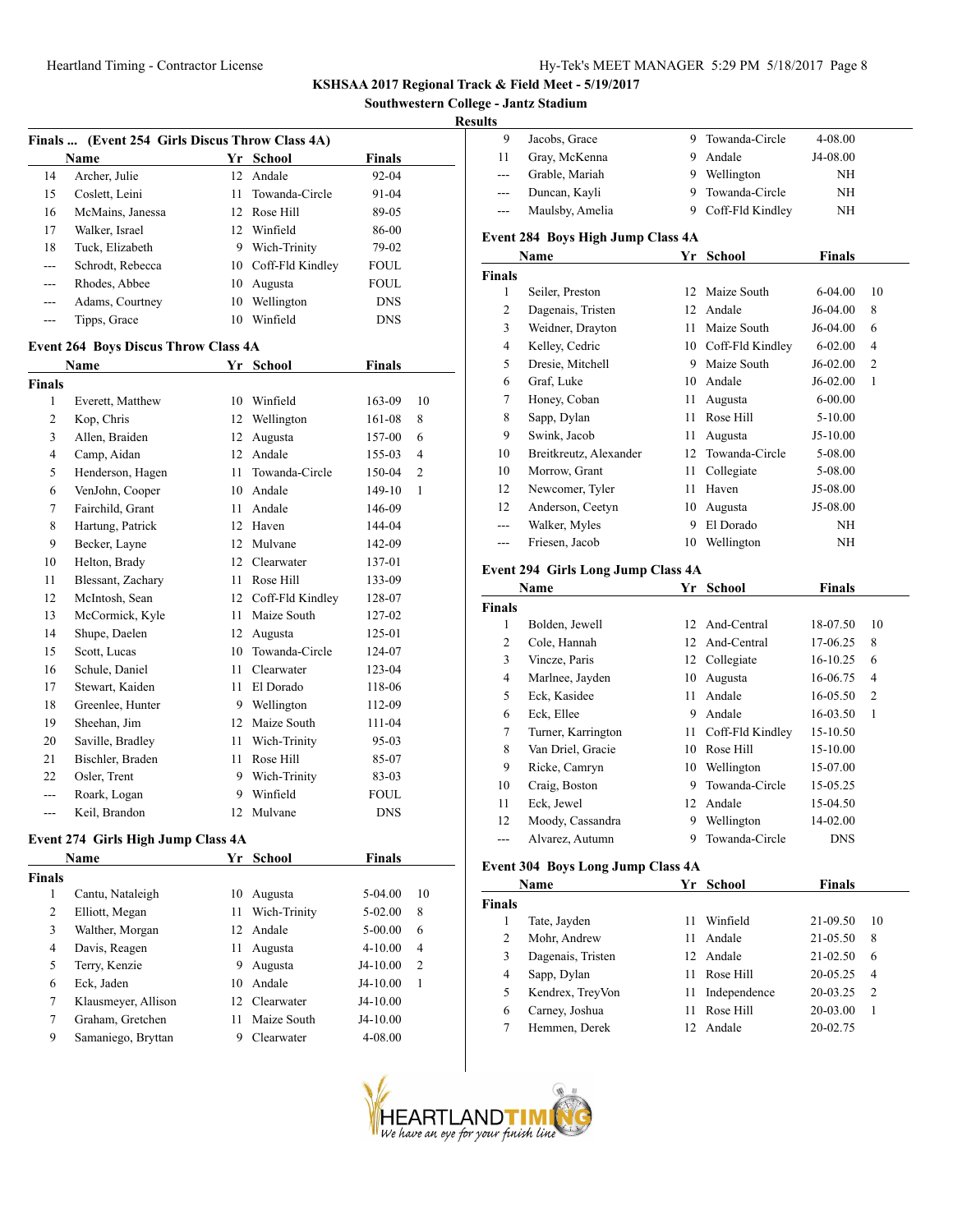# KSHSAA 2017 Regional Track & Field Meet - 5/19/2017

## Southwestern College - Jantz Stadium

### Results

**Finals ... (Event 254 Girls Discus Throw Class 4A)**

| | Name | Yr | School | Finals | |
|---|---|---|---|---|---|
| 14 | Archer, Julie | 12 | Andale | 92-04 | |
| 15 | Coslett, Leini | 11 | Towanda-Circle | 91-04 | |
| 16 | McMains, Janessa | 12 | Rose Hill | 89-05 | |
| 17 | Walker, Israel | 12 | Winfield | 86-00 | |
| 18 | Tuck, Elizabeth | 9 | Wich-Trinity | 79-02 | |
| --- | Schrodt, Rebecca | 10 | Coff-Fld Kindley | FOUL | |
| --- | Rhodes, Abbee | 10 | Augusta | FOUL | |
| --- | Adams, Courtney | 10 | Wellington | DNS | |
| --- | Tipps, Grace | 10 | Winfield | DNS | |

### Event 264 Boys Discus Throw Class 4A

| | Name | Yr | School | Finals | |
|---|---|---|---|---|---|
| **Finals** | | | | | |
| 1 | Everett, Matthew | 10 | Winfield | 163-09 | 10 |
| 2 | Kop, Chris | 12 | Wellington | 161-08 | 8 |
| 3 | Allen, Braiden | 12 | Augusta | 157-00 | 6 |
| 4 | Camp, Aidan | 12 | Andale | 155-03 | 4 |
| 5 | Henderson, Hagen | 11 | Towanda-Circle | 150-04 | 2 |
| 6 | VenJohn, Cooper | 10 | Andale | 149-10 | 1 |
| 7 | Fairchild, Grant | 11 | Andale | 146-09 | |
| 8 | Hartung, Patrick | 12 | Haven | 144-04 | |
| 9 | Becker, Layne | 12 | Mulvane | 142-09 | |
| 10 | Helton, Brady | 12 | Clearwater | 137-01 | |
| 11 | Blessant, Zachary | 11 | Rose Hill | 133-09 | |
| 12 | McIntosh, Sean | 12 | Coff-Fld Kindley | 128-07 | |
| 13 | McCormick, Kyle | 11 | Maize South | 127-02 | |
| 14 | Shupe, Daelen | 12 | Augusta | 125-01 | |
| 15 | Scott, Lucas | 10 | Towanda-Circle | 124-07 | |
| 16 | Schule, Daniel | 11 | Clearwater | 123-04 | |
| 17 | Stewart, Kaiden | 11 | El Dorado | 118-06 | |
| 18 | Greenlee, Hunter | 9 | Wellington | 112-09 | |
| 19 | Sheehan, Jim | 12 | Maize South | 111-04 | |
| 20 | Saville, Bradley | 11 | Wich-Trinity | 95-03 | |
| 21 | Bischler, Braden | 11 | Rose Hill | 85-07 | |
| 22 | Osler, Trent | 9 | Wich-Trinity | 83-03 | |
| --- | Roark, Logan | 9 | Winfield | FOUL | |
| --- | Keil, Brandon | 12 | Mulvane | DNS | |

### Event 274 Girls High Jump Class 4A

| | Name | Yr | School | Finals | |
|---|---|---|---|---|---|
| **Finals** | | | | | |
| 1 | Cantu, Nataleigh | 10 | Augusta | 5-04.00 | 10 |
| 2 | Elliott, Megan | 11 | Wich-Trinity | 5-02.00 | 8 |
| 3 | Walther, Morgan | 12 | Andale | 5-00.00 | 6 |
| 4 | Davis, Reagen | 11 | Augusta | 4-10.00 | 4 |
| 5 | Terry, Kenzie | 9 | Augusta | J4-10.00 | 2 |
| 6 | Eck, Jaden | 10 | Andale | J4-10.00 | 1 |
| 7 | Klausmeyer, Allison | 12 | Clearwater | J4-10.00 | |
| 7 | Graham, Gretchen | 11 | Maize South | J4-10.00 | |
| 9 | Samaniego, Bryttan | 9 | Clearwater | 4-08.00 | |
| 9 | Jacobs, Grace | 9 | Towanda-Circle | 4-08.00 | |
| 11 | Gray, McKenna | 9 | Andale | J4-08.00 | |
| --- | Grable, Mariah | 9 | Wellington | NH | |
| --- | Duncan, Kayli | 9 | Towanda-Circle | NH | |
| --- | Maulsby, Amelia | 9 | Coff-Fld Kindley | NH | |

### Event 284 Boys High Jump Class 4A

| | Name | Yr | School | Finals | |
|---|---|---|---|---|---|
| **Finals** | | | | | |
| 1 | Seiler, Preston | 12 | Maize South | 6-04.00 | 10 |
| 2 | Dagenais, Tristen | 12 | Andale | J6-04.00 | 8 |
| 3 | Weidner, Drayton | 11 | Maize South | J6-04.00 | 6 |
| 4 | Kelley, Cedric | 10 | Coff-Fld Kindley | 6-02.00 | 4 |
| 5 | Dresie, Mitchell | 9 | Maize South | J6-02.00 | 2 |
| 6 | Graf, Luke | 10 | Andale | J6-02.00 | 1 |
| 7 | Honey, Coban | 11 | Augusta | 6-00.00 | |
| 8 | Sapp, Dylan | 11 | Rose Hill | 5-10.00 | |
| 9 | Swink, Jacob | 11 | Augusta | J5-10.00 | |
| 10 | Breitkreutz, Alexander | 12 | Towanda-Circle | 5-08.00 | |
| 10 | Morrow, Grant | 11 | Collegiate | 5-08.00 | |
| 12 | Newcomer, Tyler | 11 | Haven | J5-08.00 | |
| 12 | Anderson, Ceetyn | 10 | Augusta | J5-08.00 | |
| --- | Walker, Myles | 9 | El Dorado | NH | |
| --- | Friesen, Jacob | 10 | Wellington | NH | |

### Event 294 Girls Long Jump Class 4A

| | Name | Yr | School | Finals | |
|---|---|---|---|---|---|
| **Finals** | | | | | |
| 1 | Bolden, Jewell | 12 | And-Central | 18-07.50 | 10 |
| 2 | Cole, Hannah | 12 | And-Central | 17-06.25 | 8 |
| 3 | Vincze, Paris | 12 | Collegiate | 16-10.25 | 6 |
| 4 | Marlnee, Jayden | 10 | Augusta | 16-06.75 | 4 |
| 5 | Eck, Kasidee | 11 | Andale | 16-05.50 | 2 |
| 6 | Eck, Ellee | 9 | Andale | 16-03.50 | 1 |
| 7 | Turner, Karrington | 11 | Coff-Fld Kindley | 15-10.50 | |
| 8 | Van Driel, Gracie | 10 | Rose Hill | 15-10.00 | |
| 9 | Ricke, Camryn | 10 | Wellington | 15-07.00 | |
| 10 | Craig, Boston | 9 | Towanda-Circle | 15-05.25 | |
| 11 | Eck, Jewel | 12 | Andale | 15-04.50 | |
| 12 | Moody, Cassandra | 9 | Wellington | 14-02.00 | |
| --- | Alvarez, Autumn | 9 | Towanda-Circle | DNS | |

### Event 304 Boys Long Jump Class 4A

| | Name | Yr | School | Finals | |
|---|---|---|---|---|---|
| **Finals** | | | | | |
| 1 | Tate, Jayden | 11 | Winfield | 21-09.50 | 10 |
| 2 | Mohr, Andrew | 11 | Andale | 21-05.50 | 8 |
| 3 | Dagenais, Tristen | 12 | Andale | 21-02.50 | 6 |
| 4 | Sapp, Dylan | 11 | Rose Hill | 20-05.25 | 4 |
| 5 | Kendrex, TreyVon | 11 | Independence | 20-03.25 | 2 |
| 6 | Carney, Joshua | 11 | Rose Hill | 20-03.00 | 1 |
| 7 | Hemmen, Derek | 12 | Andale | 20-02.75 | |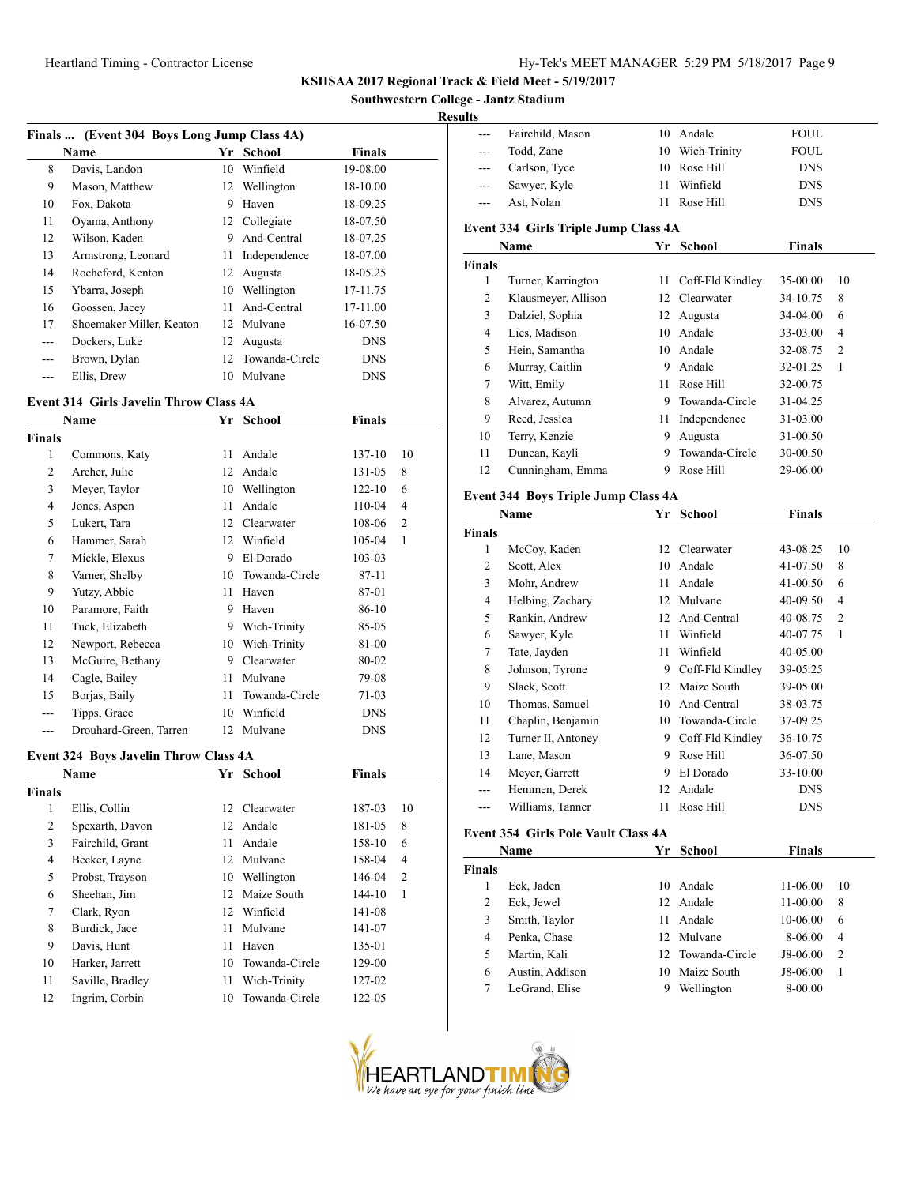# KSHSAA 2017 Regional Track & Field Meet - 5/19/2017

## Southwestern College - Jantz Stadium

### Results

**Finals ... (Event 304 Boys Long Jump Class 4A)**

| | Name | Yr | School | Finals |
|---|---|---|---|---|
| 8 | Davis, Landon | 10 | Winfield | 19-08.00 |
| 9 | Mason, Matthew | 12 | Wellington | 18-10.00 |
| 10 | Fox, Dakota | 9 | Haven | 18-09.25 |
| 11 | Oyama, Anthony | 12 | Collegiate | 18-07.50 |
| 12 | Wilson, Kaden | 9 | And-Central | 18-07.25 |
| 13 | Armstrong, Leonard | 11 | Independence | 18-07.00 |
| 14 | Rocheford, Kenton | 12 | Augusta | 18-05.25 |
| 15 | Ybarra, Joseph | 10 | Wellington | 17-11.75 |
| 16 | Goossen, Jacey | 11 | And-Central | 17-11.00 |
| 17 | Shoemaker Miller, Keaton | 12 | Mulvane | 16-07.50 |
| --- | Dockers, Luke | 12 | Augusta | DNS |
| --- | Brown, Dylan | 12 | Towanda-Circle | DNS |
| --- | Ellis, Drew | 10 | Mulvane | DNS |
| --- | Fairchild, Mason | 10 | Andale | FOUL |
| --- | Todd, Zane | 10 | Wich-Trinity | FOUL |
| --- | Carlson, Tyce | 10 | Rose Hill | DNS |
| --- | Sawyer, Kyle | 11 | Winfield | DNS |
| --- | Ast, Nolan | 11 | Rose Hill | DNS |

**Event 314 Girls Javelin Throw Class 4A**

| | Name | Yr | School | Finals | |
|---|---|---|---|---|---|
| **Finals** | | | | | |
| 1 | Commons, Katy | 11 | Andale | 137-10 | 10 |
| 2 | Archer, Julie | 12 | Andale | 131-05 | 8 |
| 3 | Meyer, Taylor | 10 | Wellington | 122-10 | 6 |
| 4 | Jones, Aspen | 11 | Andale | 110-04 | 4 |
| 5 | Lukert, Tara | 12 | Clearwater | 108-06 | 2 |
| 6 | Hammer, Sarah | 12 | Winfield | 105-04 | 1 |
| 7 | Mickle, Elexus | 9 | El Dorado | 103-03 | |
| 8 | Varner, Shelby | 10 | Towanda-Circle | 87-11 | |
| 9 | Yutzy, Abbie | 11 | Haven | 87-01 | |
| 10 | Paramore, Faith | 9 | Haven | 86-10 | |
| 11 | Tuck, Elizabeth | 9 | Wich-Trinity | 85-05 | |
| 12 | Newport, Rebecca | 10 | Wich-Trinity | 81-00 | |
| 13 | McGuire, Bethany | 9 | Clearwater | 80-02 | |
| 14 | Cagle, Bailey | 11 | Mulvane | 79-08 | |
| 15 | Borjas, Baily | 11 | Towanda-Circle | 71-03 | |
| --- | Tipps, Grace | 10 | Winfield | DNS | |
| --- | Drouhard-Green, Tarren | 12 | Mulvane | DNS | |

**Event 324 Boys Javelin Throw Class 4A**

| | Name | Yr | School | Finals | |
|---|---|---|---|---|---|
| **Finals** | | | | | |
| 1 | Ellis, Collin | 12 | Clearwater | 187-03 | 10 |
| 2 | Spexarth, Davon | 12 | Andale | 181-05 | 8 |
| 3 | Fairchild, Grant | 11 | Andale | 158-10 | 6 |
| 4 | Becker, Layne | 12 | Mulvane | 158-04 | 4 |
| 5 | Probst, Trayson | 10 | Wellington | 146-04 | 2 |
| 6 | Sheehan, Jim | 12 | Maize South | 144-10 | 1 |
| 7 | Clark, Ryon | 12 | Winfield | 141-08 | |
| 8 | Burdick, Jace | 11 | Mulvane | 141-07 | |
| 9 | Davis, Hunt | 11 | Haven | 135-01 | |
| 10 | Harker, Jarrett | 10 | Towanda-Circle | 129-00 | |
| 11 | Saville, Bradley | 11 | Wich-Trinity | 127-02 | |
| 12 | Ingrim, Corbin | 10 | Towanda-Circle | 122-05 | |

**Event 334 Girls Triple Jump Class 4A**

| | Name | Yr | School | Finals | |
|---|---|---|---|---|---|
| **Finals** | | | | | |
| 1 | Turner, Karrington | 11 | Coff-Fld Kindley | 35-00.00 | 10 |
| 2 | Klausmeyer, Allison | 12 | Clearwater | 34-10.75 | 8 |
| 3 | Dalziel, Sophia | 12 | Augusta | 34-04.00 | 6 |
| 4 | Lies, Madison | 10 | Andale | 33-03.00 | 4 |
| 5 | Hein, Samantha | 10 | Andale | 32-08.75 | 2 |
| 6 | Murray, Caitlin | 9 | Andale | 32-01.25 | 1 |
| 7 | Witt, Emily | 11 | Rose Hill | 32-00.75 | |
| 8 | Alvarez, Autumn | 9 | Towanda-Circle | 31-04.25 | |
| 9 | Reed, Jessica | 11 | Independence | 31-03.00 | |
| 10 | Terry, Kenzie | 9 | Augusta | 31-00.50 | |
| 11 | Duncan, Kayli | 9 | Towanda-Circle | 30-00.50 | |
| 12 | Cunningham, Emma | 9 | Rose Hill | 29-06.00 | |

**Event 344 Boys Triple Jump Class 4A**

| | Name | Yr | School | Finals | |
|---|---|---|---|---|---|
| **Finals** | | | | | |
| 1 | McCoy, Kaden | 12 | Clearwater | 43-08.25 | 10 |
| 2 | Scott, Alex | 10 | Andale | 41-07.50 | 8 |
| 3 | Mohr, Andrew | 11 | Andale | 41-00.50 | 6 |
| 4 | Helbing, Zachary | 12 | Mulvane | 40-09.50 | 4 |
| 5 | Rankin, Andrew | 12 | And-Central | 40-08.75 | 2 |
| 6 | Sawyer, Kyle | 11 | Winfield | 40-07.75 | 1 |
| 7 | Tate, Jayden | 11 | Winfield | 40-05.00 | |
| 8 | Johnson, Tyrone | 9 | Coff-Fld Kindley | 39-05.25 | |
| 9 | Slack, Scott | 12 | Maize South | 39-05.00 | |
| 10 | Thomas, Samuel | 10 | And-Central | 38-03.75 | |
| 11 | Chaplin, Benjamin | 10 | Towanda-Circle | 37-09.25 | |
| 12 | Turner II, Antoney | 9 | Coff-Fld Kindley | 36-10.75 | |
| 13 | Lane, Mason | 9 | Rose Hill | 36-07.50 | |
| 14 | Meyer, Garrett | 9 | El Dorado | 33-10.00 | |
| --- | Hemmen, Derek | 12 | Andale | DNS | |
| --- | Williams, Tanner | 11 | Rose Hill | DNS | |

**Event 354 Girls Pole Vault Class 4A**

| | Name | Yr | School | Finals | |
|---|---|---|---|---|---|
| **Finals** | | | | | |
| 1 | Eck, Jaden | 10 | Andale | 11-06.00 | 10 |
| 2 | Eck, Jewel | 12 | Andale | 11-00.00 | 8 |
| 3 | Smith, Taylor | 11 | Andale | 10-06.00 | 6 |
| 4 | Penka, Chase | 12 | Mulvane | 8-06.00 | 4 |
| 5 | Martin, Kali | 12 | Towanda-Circle | J8-06.00 | 2 |
| 6 | Austin, Addison | 10 | Maize South | J8-06.00 | 1 |
| 7 | LeGrand, Elise | 9 | Wellington | 8-00.00 | |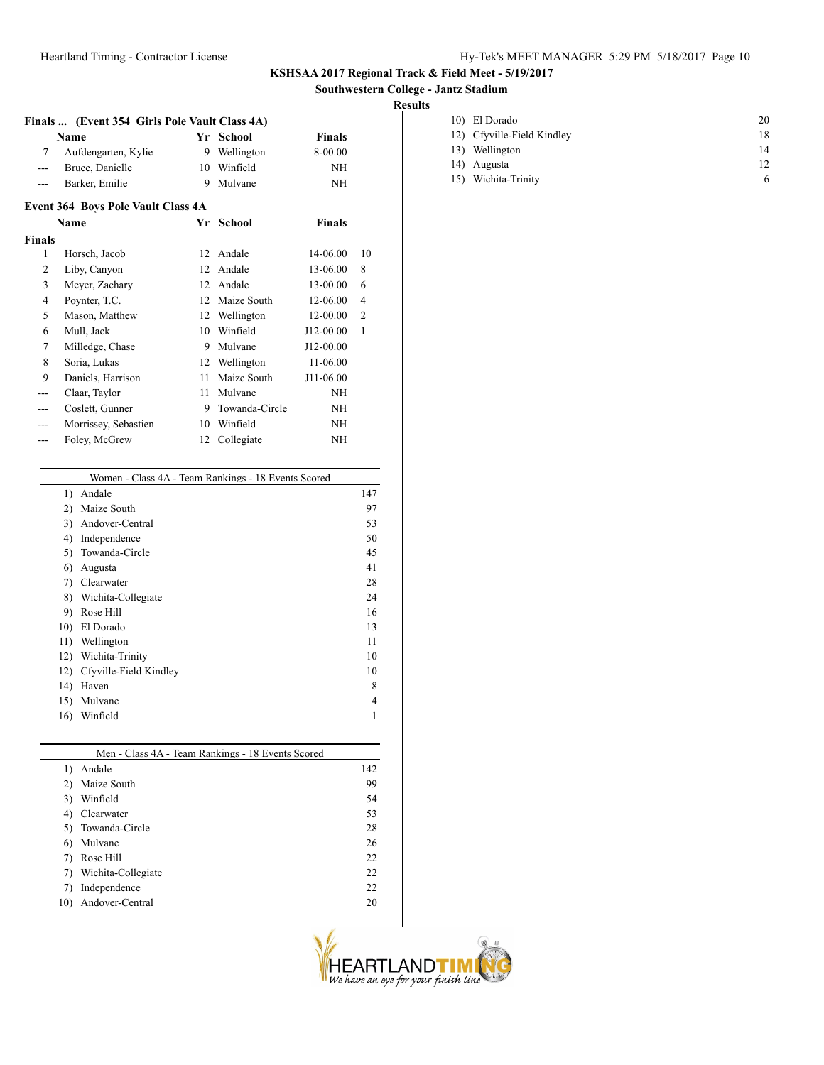KSHSAA 2017 Regional Track & Field Meet - 5/19/2017

Southwestern College - Jantz Stadium

Results

### Finals ... (Event 354 Girls Pole Vault Class 4A)

| | Name | Yr | School | Finals |
|---|---|---|---|---|
| 7 | Aufdengarten, Kylie | 9 | Wellington | 8-00.00 |
| --- | Bruce, Danielle | 10 | Winfield | NH |
| --- | Barker, Emilie | 9 | Mulvane | NH |

### Event 364 Boys Pole Vault Class 4A

| | Name | Yr | School | Finals | |
|---|---|---|---|---|---|
| **Finals** | | | | | |
| 1 | Horsch, Jacob | 12 | Andale | 14-06.00 | 10 |
| 2 | Liby, Canyon | 12 | Andale | 13-06.00 | 8 |
| 3 | Meyer, Zachary | 12 | Andale | 13-00.00 | 6 |
| 4 | Poynter, T.C. | 12 | Maize South | 12-06.00 | 4 |
| 5 | Mason, Matthew | 12 | Wellington | 12-00.00 | 2 |
| 6 | Mull, Jack | 10 | Winfield | J12-00.00 | 1 |
| 7 | Milledge, Chase | 9 | Mulvane | J12-00.00 | |
| 8 | Soria, Lukas | 12 | Wellington | 11-06.00 | |
| 9 | Daniels, Harrison | 11 | Maize South | J11-06.00 | |
| --- | Claar, Taylor | 11 | Mulvane | NH | |
| --- | Coslett, Gunner | 9 | Towanda-Circle | NH | |
| --- | Morrissey, Sebastien | 10 | Winfield | NH | |
| --- | Foley, McGrew | 12 | Collegiate | NH | |

### Women - Class 4A - Team Rankings - 18 Events Scored

| | | |
|---|---|---|
| 1) | Andale | 147 |
| 2) | Maize South | 97 |
| 3) | Andover-Central | 53 |
| 4) | Independence | 50 |
| 5) | Towanda-Circle | 45 |
| 6) | Augusta | 41 |
| 7) | Clearwater | 28 |
| 8) | Wichita-Collegiate | 24 |
| 9) | Rose Hill | 16 |
| 10) | El Dorado | 13 |
| 11) | Wellington | 11 |
| 12) | Wichita-Trinity | 10 |
| 12) | Cfyville-Field Kindley | 10 |
| 14) | Haven | 8 |
| 15) | Mulvane | 4 |
| 16) | Winfield | 1 |

### Men - Class 4A - Team Rankings - 18 Events Scored

| | | |
|---|---|---|
| 1) | Andale | 142 |
| 2) | Maize South | 99 |
| 3) | Winfield | 54 |
| 4) | Clearwater | 53 |
| 5) | Towanda-Circle | 28 |
| 6) | Mulvane | 26 |
| 7) | Rose Hill | 22 |
| 7) | Wichita-Collegiate | 22 |
| 7) | Independence | 22 |
| 10) | Andover-Central | 20 |
| 10) | El Dorado | 20 |
| 12) | Cfyville-Field Kindley | 18 |
| 13) | Wellington | 14 |
| 14) | Augusta | 12 |
| 15) | Wichita-Trinity | 6 |